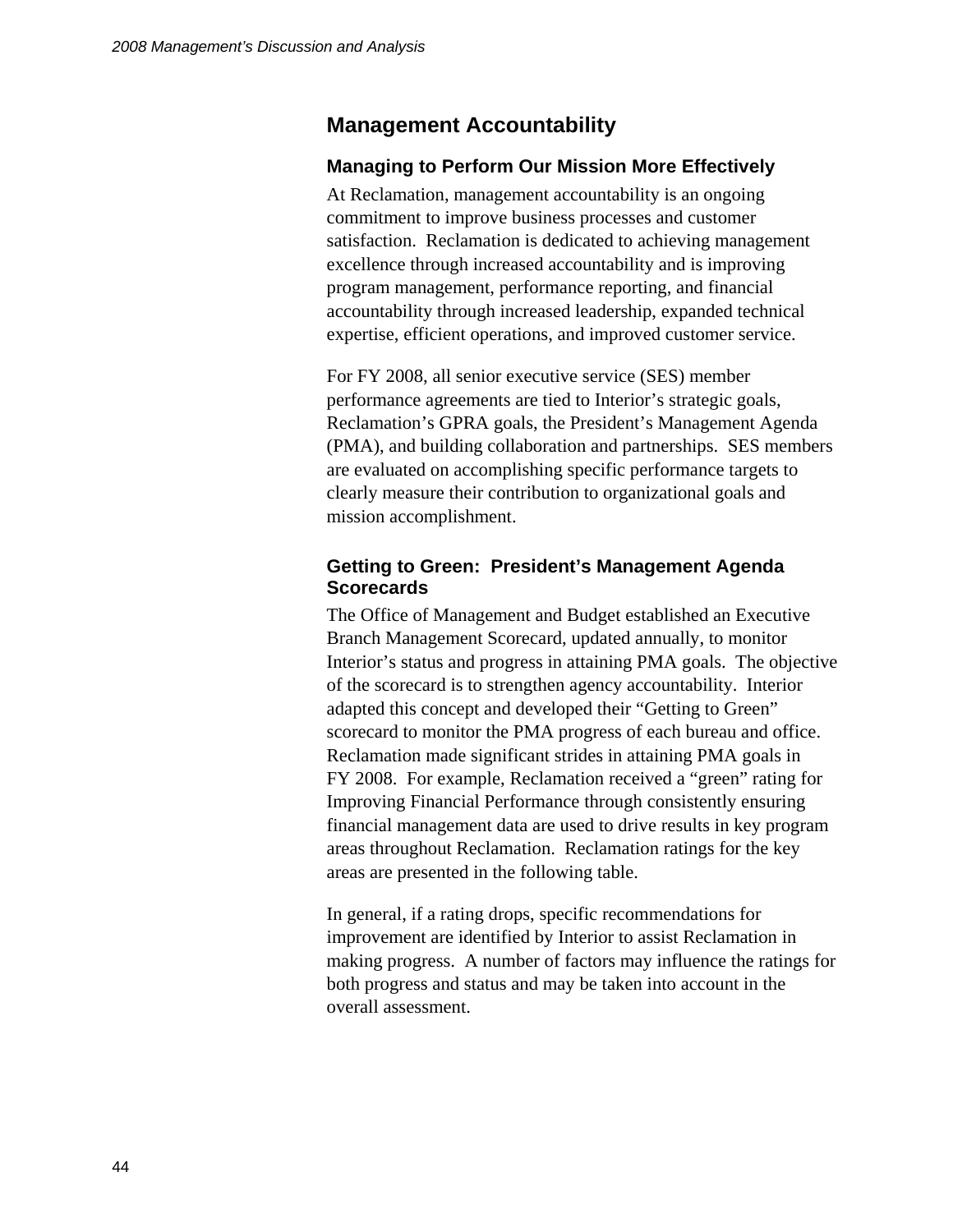## Management Accountability

### Managing to Perform Our Mission More Effectively

At Reclamation, management accountability is an ongoing commitment to improve business processes and customer satisfaction. Reclamation is dedicated to achieving management excellence through increased accountability and is improving program management, performance reporting, and financial accountability through increased leadership, expanded technical expertise, efficient operations, and improved customer service.

For FY 2008, all senior executive service (SES) member performance agreements are tied to Interior's strategic goals, Reclamation's GPRA goals, the President's Management Agenda (PMA), and building collaboration and partnerships. SES members are evaluated on accomplishing specific performance targets to clearly measure their contribution to organizational goals and mission accomplishment.

### Getting to Green: President's Management Agenda Scorecards

The Office of Management and Budget established an Executive Branch Management Scorecard, updated annually, to monitor Interior's status and progress in attaining PMA goals. The objective of the scorecard is to strengthen agency accountability. Interior adapted this concept and developed their "Getting to Green" scorecard to monitor the PMA progress of each bureau and office. Reclamation made significant strides in attaining PMA goals in FY 2008. For example, Reclamation received a "green" rating for Improving Financial Performance through consistently ensuring financial management data are used to drive results in key program areas throughout Reclamation. Reclamation ratings for the key areas are presented in the following table.

In general, if a rating drops, specific recommendations for improvement are identified by Interior to assist Reclamation in making progress. A number of factors may influence the ratings for both progress and status and may be taken into account in the overall assessment.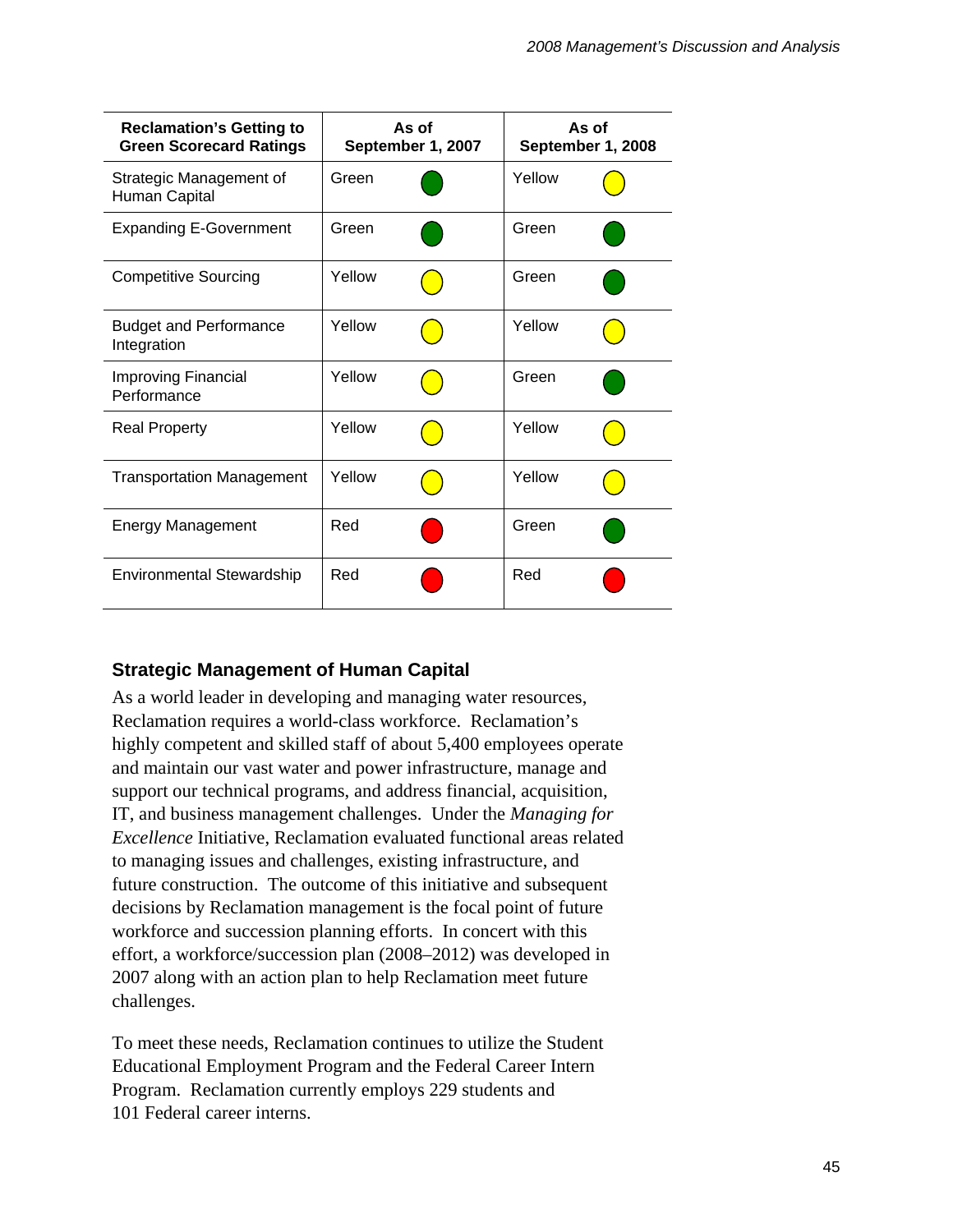| Reclamation's Getting to Green Scorecard Ratings | As of September 1, 2007 | As of September 1, 2008 |
|---|---|---|
| Strategic Management of Human Capital | Green | Yellow |
| Expanding E-Government | Green | Green |
| Competitive Sourcing | Yellow | Green |
| Budget and Performance Integration | Yellow | Yellow |
| Improving Financial Performance | Yellow | Green |
| Real Property | Yellow | Yellow |
| Transportation Management | Yellow | Yellow |
| Energy Management | Red | Green |
| Environmental Stewardship | Red | Red |

### Strategic Management of Human Capital

As a world leader in developing and managing water resources, Reclamation requires a world-class workforce. Reclamation's highly competent and skilled staff of about 5,400 employees operate and maintain our vast water and power infrastructure, manage and support our technical programs, and address financial, acquisition, IT, and business management challenges. Under the *Managing for Excellence* Initiative, Reclamation evaluated functional areas related to managing issues and challenges, existing infrastructure, and future construction. The outcome of this initiative and subsequent decisions by Reclamation management is the focal point of future workforce and succession planning efforts. In concert with this effort, a workforce/succession plan (2008–2012) was developed in 2007 along with an action plan to help Reclamation meet future challenges.

To meet these needs, Reclamation continues to utilize the Student Educational Employment Program and the Federal Career Intern Program. Reclamation currently employs 229 students and 101 Federal career interns.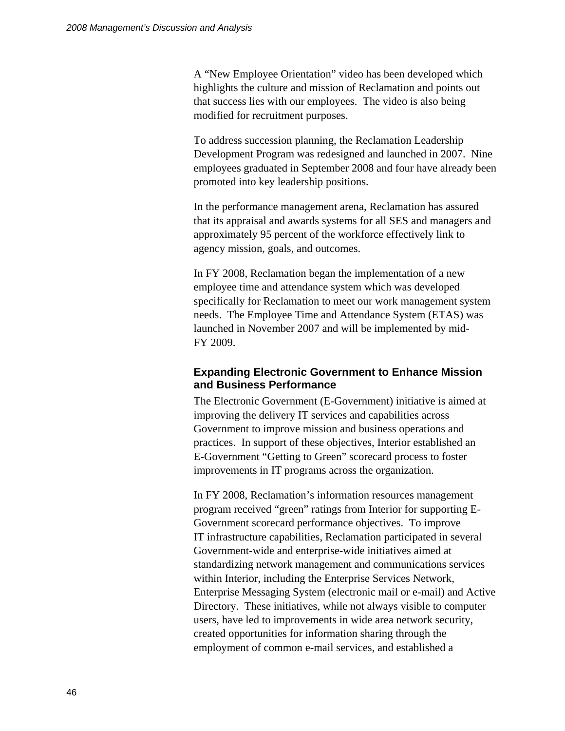A "New Employee Orientation" video has been developed which highlights the culture and mission of Reclamation and points out that success lies with our employees. The video is also being modified for recruitment purposes.

To address succession planning, the Reclamation Leadership Development Program was redesigned and launched in 2007. Nine employees graduated in September 2008 and four have already been promoted into key leadership positions.

In the performance management arena, Reclamation has assured that its appraisal and awards systems for all SES and managers and approximately 95 percent of the workforce effectively link to agency mission, goals, and outcomes.

In FY 2008, Reclamation began the implementation of a new employee time and attendance system which was developed specifically for Reclamation to meet our work management system needs. The Employee Time and Attendance System (ETAS) was launched in November 2007 and will be implemented by mid-FY 2009.

### Expanding Electronic Government to Enhance Mission and Business Performance

The Electronic Government (E-Government) initiative is aimed at improving the delivery IT services and capabilities across Government to improve mission and business operations and practices. In support of these objectives, Interior established an E-Government "Getting to Green" scorecard process to foster improvements in IT programs across the organization.

In FY 2008, Reclamation's information resources management program received "green" ratings from Interior for supporting E-Government scorecard performance objectives. To improve IT infrastructure capabilities, Reclamation participated in several Government-wide and enterprise-wide initiatives aimed at standardizing network management and communications services within Interior, including the Enterprise Services Network, Enterprise Messaging System (electronic mail or e-mail) and Active Directory. These initiatives, while not always visible to computer users, have led to improvements in wide area network security, created opportunities for information sharing through the employment of common e-mail services, and established a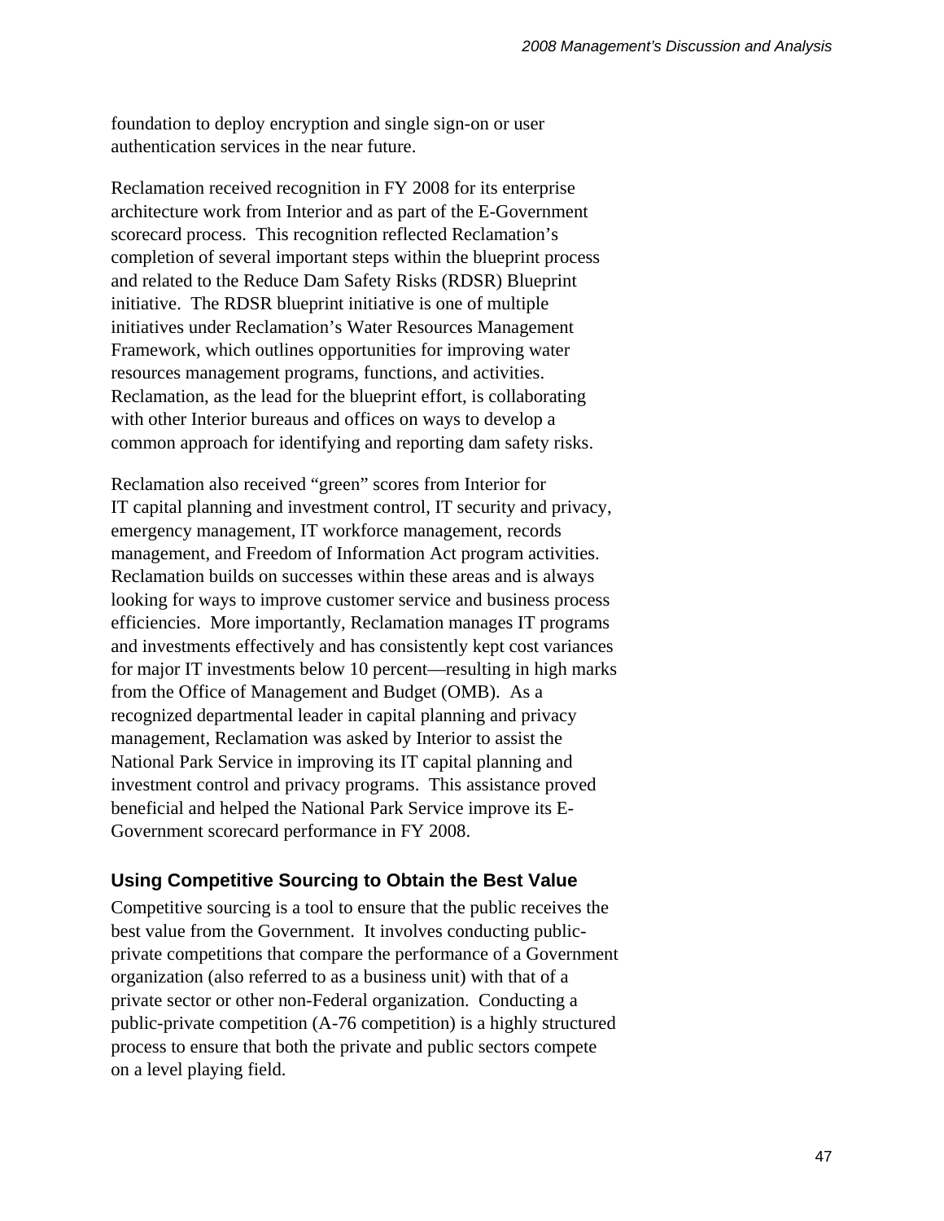foundation to deploy encryption and single sign-on or user authentication services in the near future.

Reclamation received recognition in FY 2008 for its enterprise architecture work from Interior and as part of the E-Government scorecard process. This recognition reflected Reclamation's completion of several important steps within the blueprint process and related to the Reduce Dam Safety Risks (RDSR) Blueprint initiative. The RDSR blueprint initiative is one of multiple initiatives under Reclamation's Water Resources Management Framework, which outlines opportunities for improving water resources management programs, functions, and activities. Reclamation, as the lead for the blueprint effort, is collaborating with other Interior bureaus and offices on ways to develop a common approach for identifying and reporting dam safety risks.

Reclamation also received "green" scores from Interior for IT capital planning and investment control, IT security and privacy, emergency management, IT workforce management, records management, and Freedom of Information Act program activities. Reclamation builds on successes within these areas and is always looking for ways to improve customer service and business process efficiencies. More importantly, Reclamation manages IT programs and investments effectively and has consistently kept cost variances for major IT investments below 10 percent—resulting in high marks from the Office of Management and Budget (OMB). As a recognized departmental leader in capital planning and privacy management, Reclamation was asked by Interior to assist the National Park Service in improving its IT capital planning and investment control and privacy programs. This assistance proved beneficial and helped the National Park Service improve its E-Government scorecard performance in FY 2008.

### Using Competitive Sourcing to Obtain the Best Value

Competitive sourcing is a tool to ensure that the public receives the best value from the Government. It involves conducting public-private competitions that compare the performance of a Government organization (also referred to as a business unit) with that of a private sector or other non-Federal organization. Conducting a public-private competition (A-76 competition) is a highly structured process to ensure that both the private and public sectors compete on a level playing field.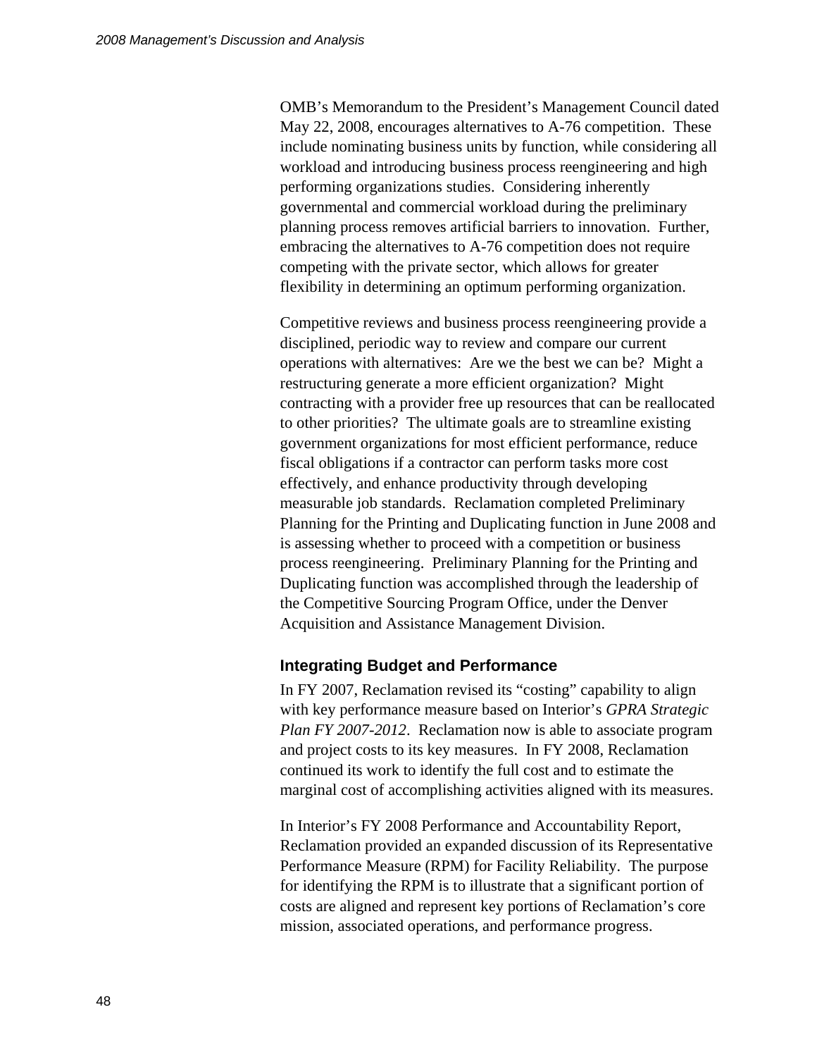OMB's Memorandum to the President's Management Council dated May 22, 2008, encourages alternatives to A-76 competition. These include nominating business units by function, while considering all workload and introducing business process reengineering and high performing organizations studies. Considering inherently governmental and commercial workload during the preliminary planning process removes artificial barriers to innovation. Further, embracing the alternatives to A-76 competition does not require competing with the private sector, which allows for greater flexibility in determining an optimum performing organization.

Competitive reviews and business process reengineering provide a disciplined, periodic way to review and compare our current operations with alternatives: Are we the best we can be? Might a restructuring generate a more efficient organization? Might contracting with a provider free up resources that can be reallocated to other priorities? The ultimate goals are to streamline existing government organizations for most efficient performance, reduce fiscal obligations if a contractor can perform tasks more cost effectively, and enhance productivity through developing measurable job standards. Reclamation completed Preliminary Planning for the Printing and Duplicating function in June 2008 and is assessing whether to proceed with a competition or business process reengineering. Preliminary Planning for the Printing and Duplicating function was accomplished through the leadership of the Competitive Sourcing Program Office, under the Denver Acquisition and Assistance Management Division.

### Integrating Budget and Performance

In FY 2007, Reclamation revised its "costing" capability to align with key performance measure based on Interior's *GPRA Strategic Plan FY 2007-2012*. Reclamation now is able to associate program and project costs to its key measures. In FY 2008, Reclamation continued its work to identify the full cost and to estimate the marginal cost of accomplishing activities aligned with its measures.

In Interior's FY 2008 Performance and Accountability Report, Reclamation provided an expanded discussion of its Representative Performance Measure (RPM) for Facility Reliability. The purpose for identifying the RPM is to illustrate that a significant portion of costs are aligned and represent key portions of Reclamation's core mission, associated operations, and performance progress.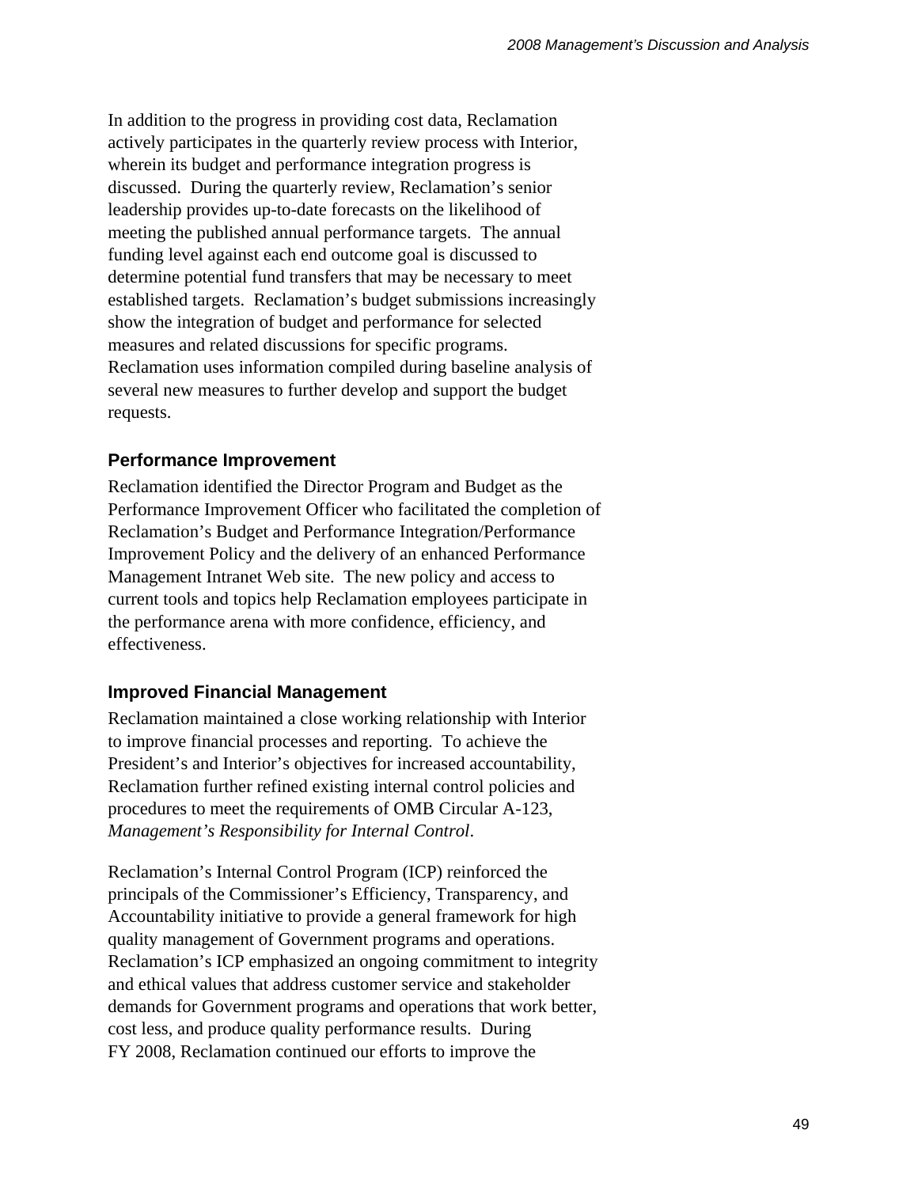In addition to the progress in providing cost data, Reclamation actively participates in the quarterly review process with Interior, wherein its budget and performance integration progress is discussed. During the quarterly review, Reclamation's senior leadership provides up-to-date forecasts on the likelihood of meeting the published annual performance targets. The annual funding level against each end outcome goal is discussed to determine potential fund transfers that may be necessary to meet established targets. Reclamation's budget submissions increasingly show the integration of budget and performance for selected measures and related discussions for specific programs. Reclamation uses information compiled during baseline analysis of several new measures to further develop and support the budget requests.

### Performance Improvement

Reclamation identified the Director Program and Budget as the Performance Improvement Officer who facilitated the completion of Reclamation's Budget and Performance Integration/Performance Improvement Policy and the delivery of an enhanced Performance Management Intranet Web site. The new policy and access to current tools and topics help Reclamation employees participate in the performance arena with more confidence, efficiency, and effectiveness.

### Improved Financial Management

Reclamation maintained a close working relationship with Interior to improve financial processes and reporting. To achieve the President's and Interior's objectives for increased accountability, Reclamation further refined existing internal control policies and procedures to meet the requirements of OMB Circular A-123, *Management's Responsibility for Internal Control*.

Reclamation's Internal Control Program (ICP) reinforced the principals of the Commissioner's Efficiency, Transparency, and Accountability initiative to provide a general framework for high quality management of Government programs and operations. Reclamation's ICP emphasized an ongoing commitment to integrity and ethical values that address customer service and stakeholder demands for Government programs and operations that work better, cost less, and produce quality performance results. During FY 2008, Reclamation continued our efforts to improve the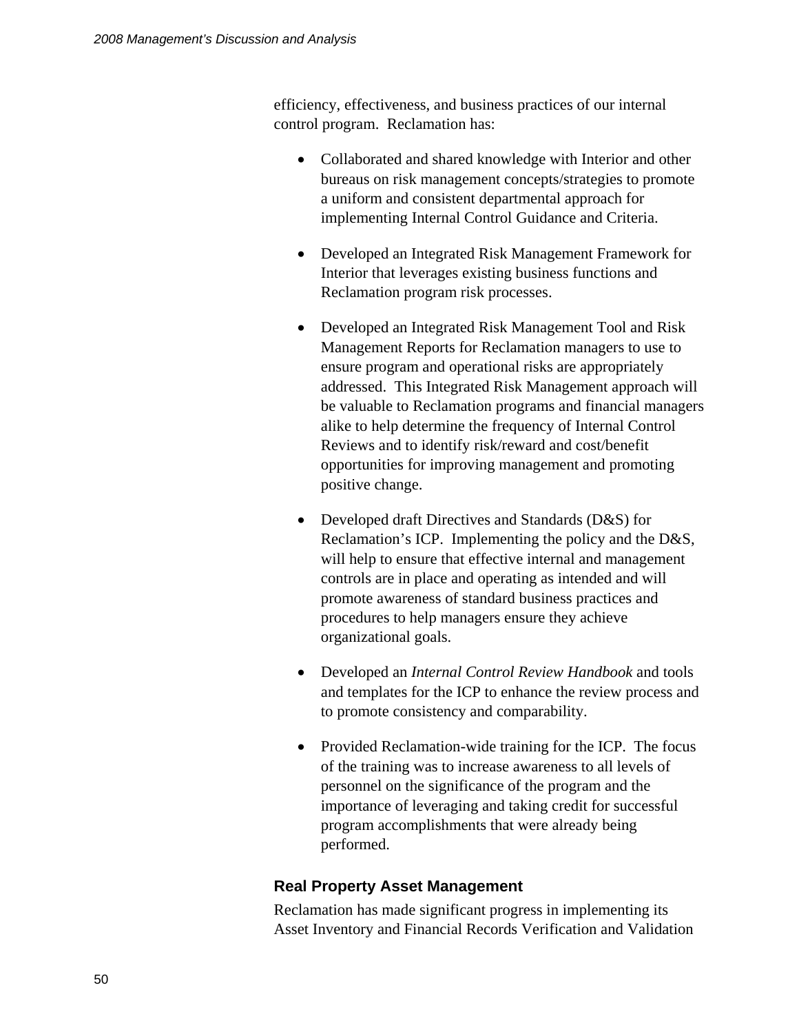efficiency, effectiveness, and business practices of our internal control program. Reclamation has:

- Collaborated and shared knowledge with Interior and other bureaus on risk management concepts/strategies to promote a uniform and consistent departmental approach for implementing Internal Control Guidance and Criteria.

- Developed an Integrated Risk Management Framework for Interior that leverages existing business functions and Reclamation program risk processes.

- Developed an Integrated Risk Management Tool and Risk Management Reports for Reclamation managers to use to ensure program and operational risks are appropriately addressed. This Integrated Risk Management approach will be valuable to Reclamation programs and financial managers alike to help determine the frequency of Internal Control Reviews and to identify risk/reward and cost/benefit opportunities for improving management and promoting positive change.

- Developed draft Directives and Standards (D&S) for Reclamation's ICP. Implementing the policy and the D&S, will help to ensure that effective internal and management controls are in place and operating as intended and will promote awareness of standard business practices and procedures to help managers ensure they achieve organizational goals.

- Developed an *Internal Control Review Handbook* and tools and templates for the ICP to enhance the review process and to promote consistency and comparability.

- Provided Reclamation-wide training for the ICP. The focus of the training was to increase awareness to all levels of personnel on the significance of the program and the importance of leveraging and taking credit for successful program accomplishments that were already being performed.

### Real Property Asset Management

Reclamation has made significant progress in implementing its Asset Inventory and Financial Records Verification and Validation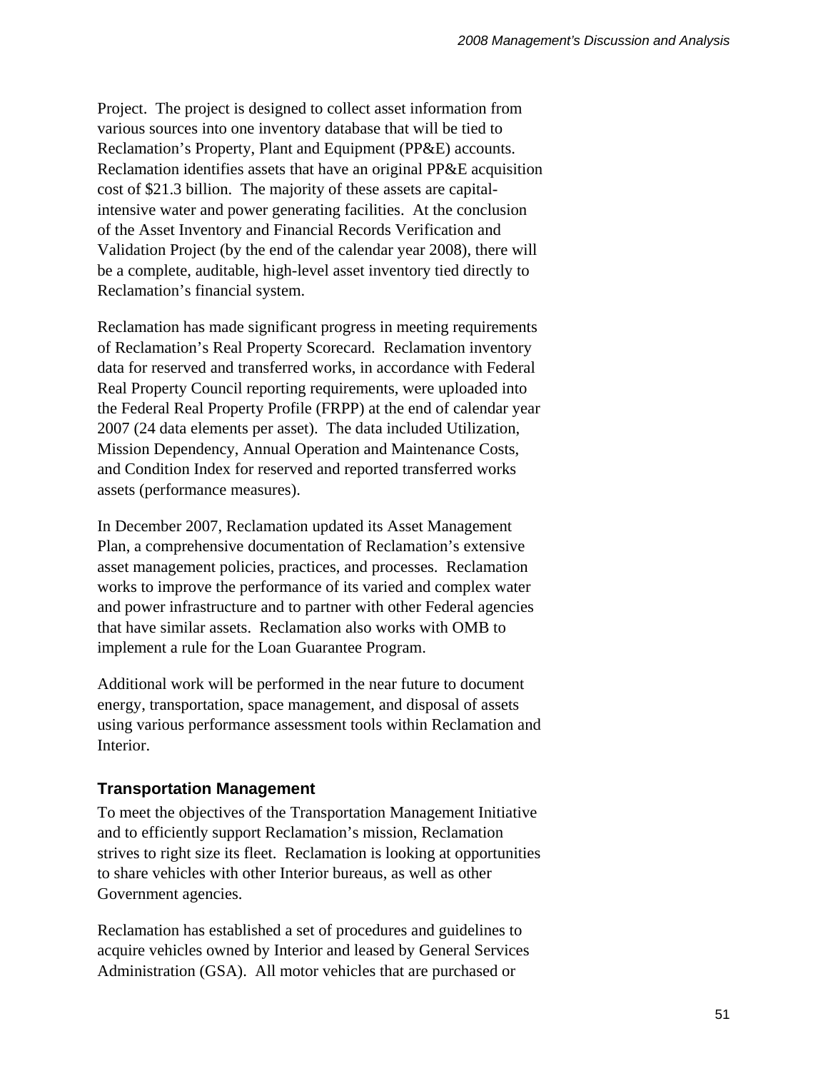Project. The project is designed to collect asset information from various sources into one inventory database that will be tied to Reclamation's Property, Plant and Equipment (PP&E) accounts. Reclamation identifies assets that have an original PP&E acquisition cost of $21.3 billion. The majority of these assets are capital-intensive water and power generating facilities. At the conclusion of the Asset Inventory and Financial Records Verification and Validation Project (by the end of the calendar year 2008), there will be a complete, auditable, high-level asset inventory tied directly to Reclamation's financial system.

Reclamation has made significant progress in meeting requirements of Reclamation's Real Property Scorecard. Reclamation inventory data for reserved and transferred works, in accordance with Federal Real Property Council reporting requirements, were uploaded into the Federal Real Property Profile (FRPP) at the end of calendar year 2007 (24 data elements per asset). The data included Utilization, Mission Dependency, Annual Operation and Maintenance Costs, and Condition Index for reserved and reported transferred works assets (performance measures).

In December 2007, Reclamation updated its Asset Management Plan, a comprehensive documentation of Reclamation's extensive asset management policies, practices, and processes. Reclamation works to improve the performance of its varied and complex water and power infrastructure and to partner with other Federal agencies that have similar assets. Reclamation also works with OMB to implement a rule for the Loan Guarantee Program.

Additional work will be performed in the near future to document energy, transportation, space management, and disposal of assets using various performance assessment tools within Reclamation and Interior.

### Transportation Management

To meet the objectives of the Transportation Management Initiative and to efficiently support Reclamation's mission, Reclamation strives to right size its fleet. Reclamation is looking at opportunities to share vehicles with other Interior bureaus, as well as other Government agencies.

Reclamation has established a set of procedures and guidelines to acquire vehicles owned by Interior and leased by General Services Administration (GSA). All motor vehicles that are purchased or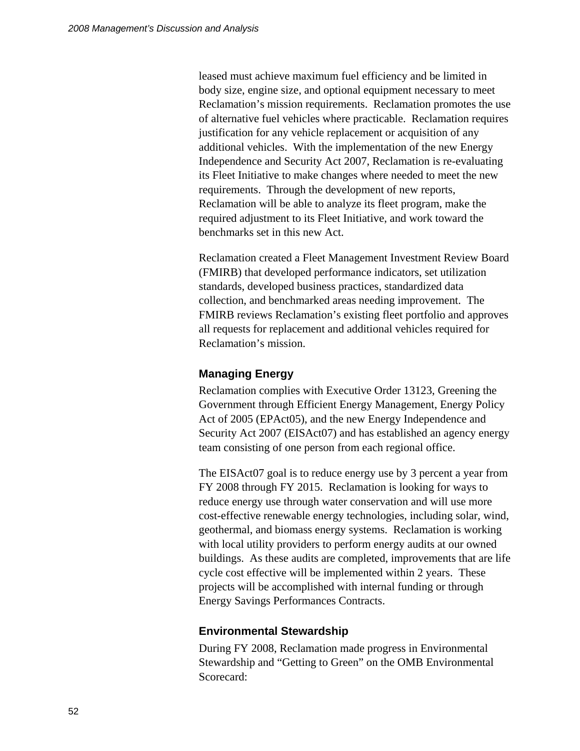leased must achieve maximum fuel efficiency and be limited in body size, engine size, and optional equipment necessary to meet Reclamation's mission requirements. Reclamation promotes the use of alternative fuel vehicles where practicable. Reclamation requires justification for any vehicle replacement or acquisition of any additional vehicles. With the implementation of the new Energy Independence and Security Act 2007, Reclamation is re-evaluating its Fleet Initiative to make changes where needed to meet the new requirements. Through the development of new reports, Reclamation will be able to analyze its fleet program, make the required adjustment to its Fleet Initiative, and work toward the benchmarks set in this new Act.

Reclamation created a Fleet Management Investment Review Board (FMIRB) that developed performance indicators, set utilization standards, developed business practices, standardized data collection, and benchmarked areas needing improvement. The FMIRB reviews Reclamation's existing fleet portfolio and approves all requests for replacement and additional vehicles required for Reclamation's mission.

### Managing Energy

Reclamation complies with Executive Order 13123, Greening the Government through Efficient Energy Management, Energy Policy Act of 2005 (EPAct05), and the new Energy Independence and Security Act 2007 (EISAct07) and has established an agency energy team consisting of one person from each regional office.

The EISAct07 goal is to reduce energy use by 3 percent a year from FY 2008 through FY 2015. Reclamation is looking for ways to reduce energy use through water conservation and will use more cost-effective renewable energy technologies, including solar, wind, geothermal, and biomass energy systems. Reclamation is working with local utility providers to perform energy audits at our owned buildings. As these audits are completed, improvements that are life cycle cost effective will be implemented within 2 years. These projects will be accomplished with internal funding or through Energy Savings Performances Contracts.

### Environmental Stewardship

During FY 2008, Reclamation made progress in Environmental Stewardship and "Getting to Green" on the OMB Environmental Scorecard: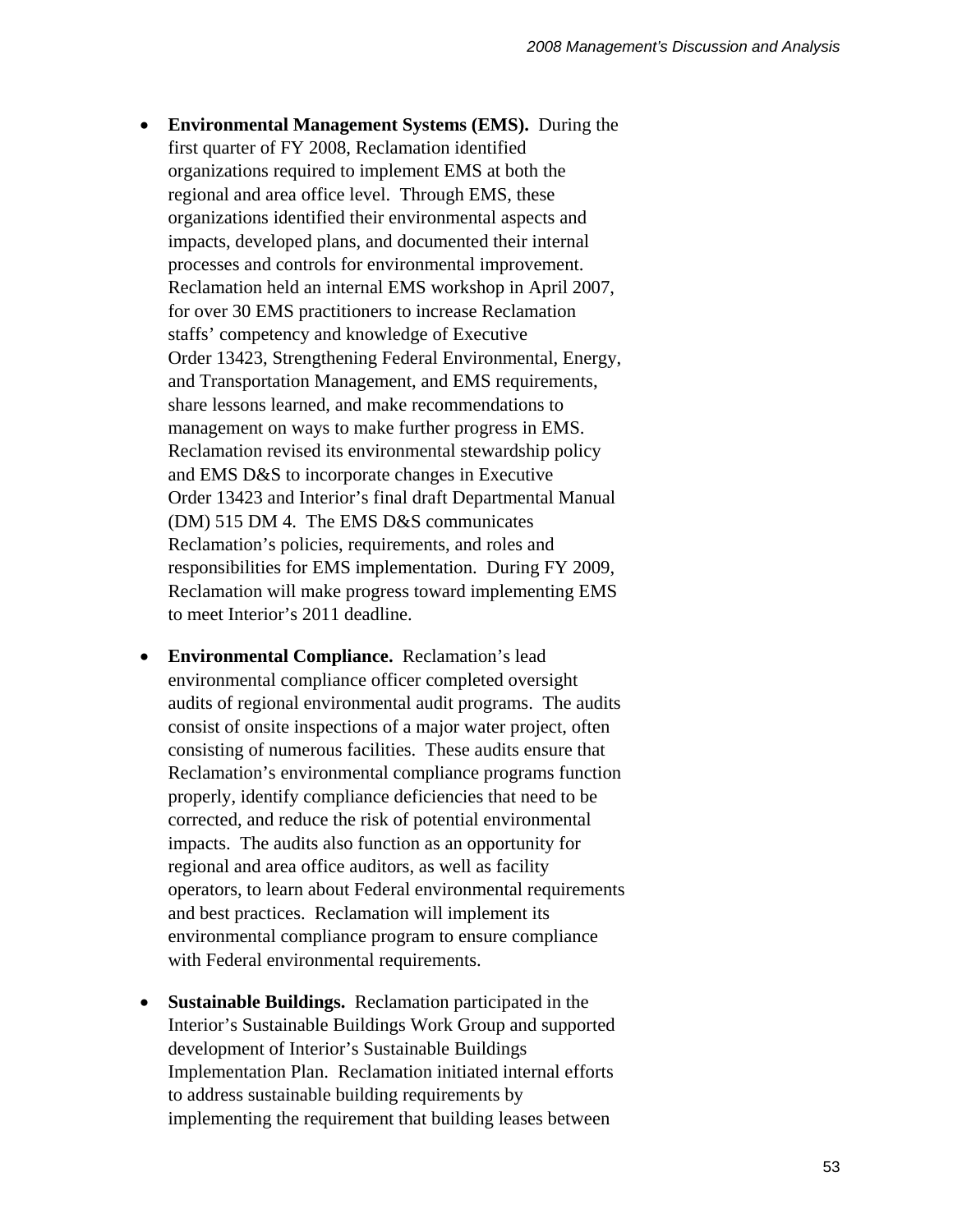- **Environmental Management Systems (EMS).** During the first quarter of FY 2008, Reclamation identified organizations required to implement EMS at both the regional and area office level. Through EMS, these organizations identified their environmental aspects and impacts, developed plans, and documented their internal processes and controls for environmental improvement. Reclamation held an internal EMS workshop in April 2007, for over 30 EMS practitioners to increase Reclamation staffs' competency and knowledge of Executive Order 13423, Strengthening Federal Environmental, Energy, and Transportation Management, and EMS requirements, share lessons learned, and make recommendations to management on ways to make further progress in EMS. Reclamation revised its environmental stewardship policy and EMS D&S to incorporate changes in Executive Order 13423 and Interior's final draft Departmental Manual (DM) 515 DM 4. The EMS D&S communicates Reclamation's policies, requirements, and roles and responsibilities for EMS implementation. During FY 2009, Reclamation will make progress toward implementing EMS to meet Interior's 2011 deadline.

- **Environmental Compliance.** Reclamation's lead environmental compliance officer completed oversight audits of regional environmental audit programs. The audits consist of onsite inspections of a major water project, often consisting of numerous facilities. These audits ensure that Reclamation's environmental compliance programs function properly, identify compliance deficiencies that need to be corrected, and reduce the risk of potential environmental impacts. The audits also function as an opportunity for regional and area office auditors, as well as facility operators, to learn about Federal environmental requirements and best practices. Reclamation will implement its environmental compliance program to ensure compliance with Federal environmental requirements.

- **Sustainable Buildings.** Reclamation participated in the Interior's Sustainable Buildings Work Group and supported development of Interior's Sustainable Buildings Implementation Plan. Reclamation initiated internal efforts to address sustainable building requirements by implementing the requirement that building leases between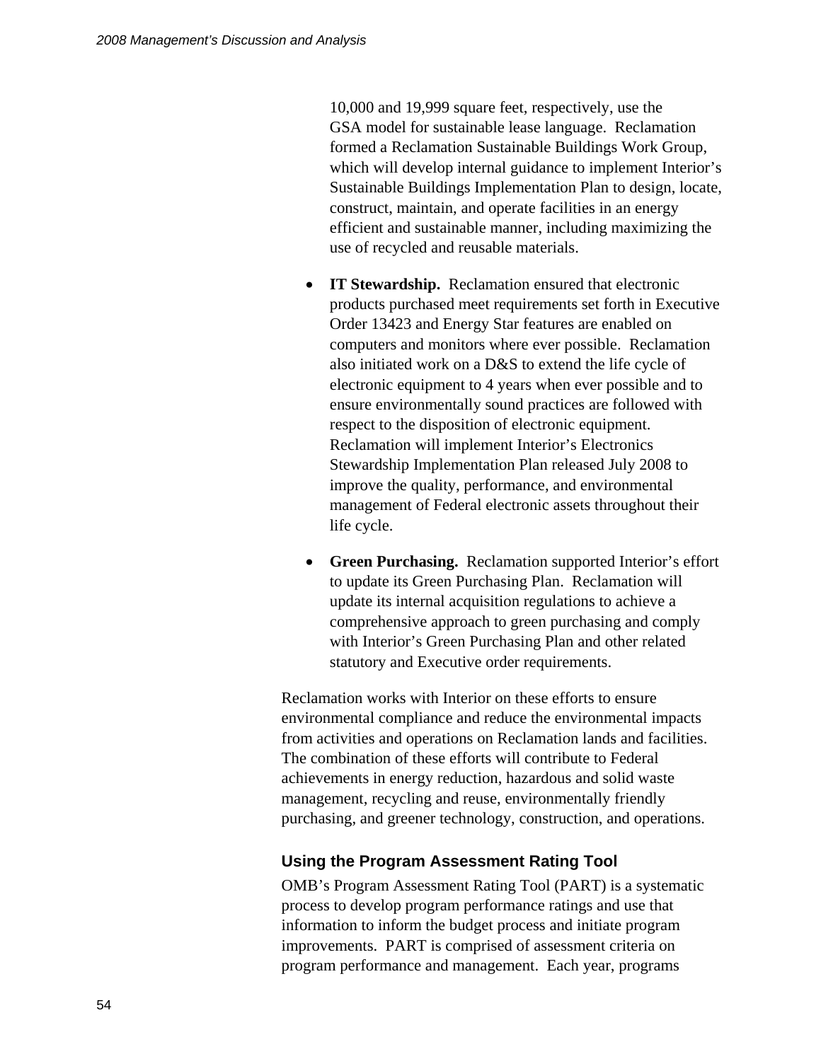10,000 and 19,999 square feet, respectively, use the GSA model for sustainable lease language. Reclamation formed a Reclamation Sustainable Buildings Work Group, which will develop internal guidance to implement Interior's Sustainable Buildings Implementation Plan to design, locate, construct, maintain, and operate facilities in an energy efficient and sustainable manner, including maximizing the use of recycled and reusable materials.

- **IT Stewardship.** Reclamation ensured that electronic products purchased meet requirements set forth in Executive Order 13423 and Energy Star features are enabled on computers and monitors where ever possible. Reclamation also initiated work on a D&S to extend the life cycle of electronic equipment to 4 years when ever possible and to ensure environmentally sound practices are followed with respect to the disposition of electronic equipment. Reclamation will implement Interior's Electronics Stewardship Implementation Plan released July 2008 to improve the quality, performance, and environmental management of Federal electronic assets throughout their life cycle.

- **Green Purchasing.** Reclamation supported Interior's effort to update its Green Purchasing Plan. Reclamation will update its internal acquisition regulations to achieve a comprehensive approach to green purchasing and comply with Interior's Green Purchasing Plan and other related statutory and Executive order requirements.

Reclamation works with Interior on these efforts to ensure environmental compliance and reduce the environmental impacts from activities and operations on Reclamation lands and facilities. The combination of these efforts will contribute to Federal achievements in energy reduction, hazardous and solid waste management, recycling and reuse, environmentally friendly purchasing, and greener technology, construction, and operations.

### Using the Program Assessment Rating Tool

OMB's Program Assessment Rating Tool (PART) is a systematic process to develop program performance ratings and use that information to inform the budget process and initiate program improvements. PART is comprised of assessment criteria on program performance and management. Each year, programs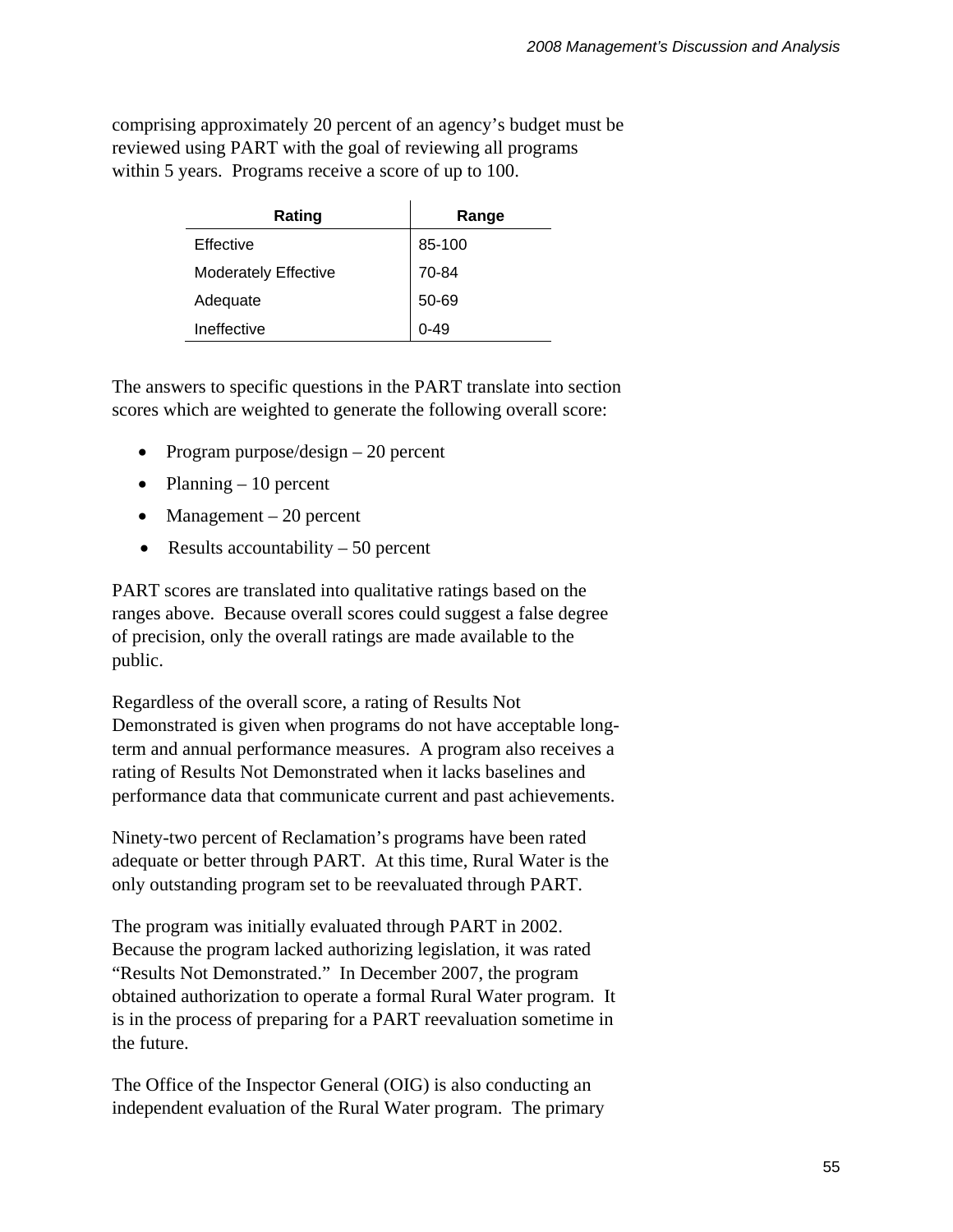comprising approximately 20 percent of an agency's budget must be reviewed using PART with the goal of reviewing all programs within 5 years. Programs receive a score of up to 100.

| Rating | Range |
| --- | --- |
| Effective | 85-100 |
| Moderately Effective | 70-84 |
| Adequate | 50-69 |
| Ineffective | 0-49 |

The answers to specific questions in the PART translate into section scores which are weighted to generate the following overall score:

- Program purpose/design – 20 percent
- Planning – 10 percent
- Management – 20 percent
- Results accountability – 50 percent

PART scores are translated into qualitative ratings based on the ranges above. Because overall scores could suggest a false degree of precision, only the overall ratings are made available to the public.

Regardless of the overall score, a rating of Results Not Demonstrated is given when programs do not have acceptable long-term and annual performance measures. A program also receives a rating of Results Not Demonstrated when it lacks baselines and performance data that communicate current and past achievements.

Ninety-two percent of Reclamation's programs have been rated adequate or better through PART. At this time, Rural Water is the only outstanding program set to be reevaluated through PART.

The program was initially evaluated through PART in 2002. Because the program lacked authorizing legislation, it was rated "Results Not Demonstrated." In December 2007, the program obtained authorization to operate a formal Rural Water program. It is in the process of preparing for a PART reevaluation sometime in the future.

The Office of the Inspector General (OIG) is also conducting an independent evaluation of the Rural Water program. The primary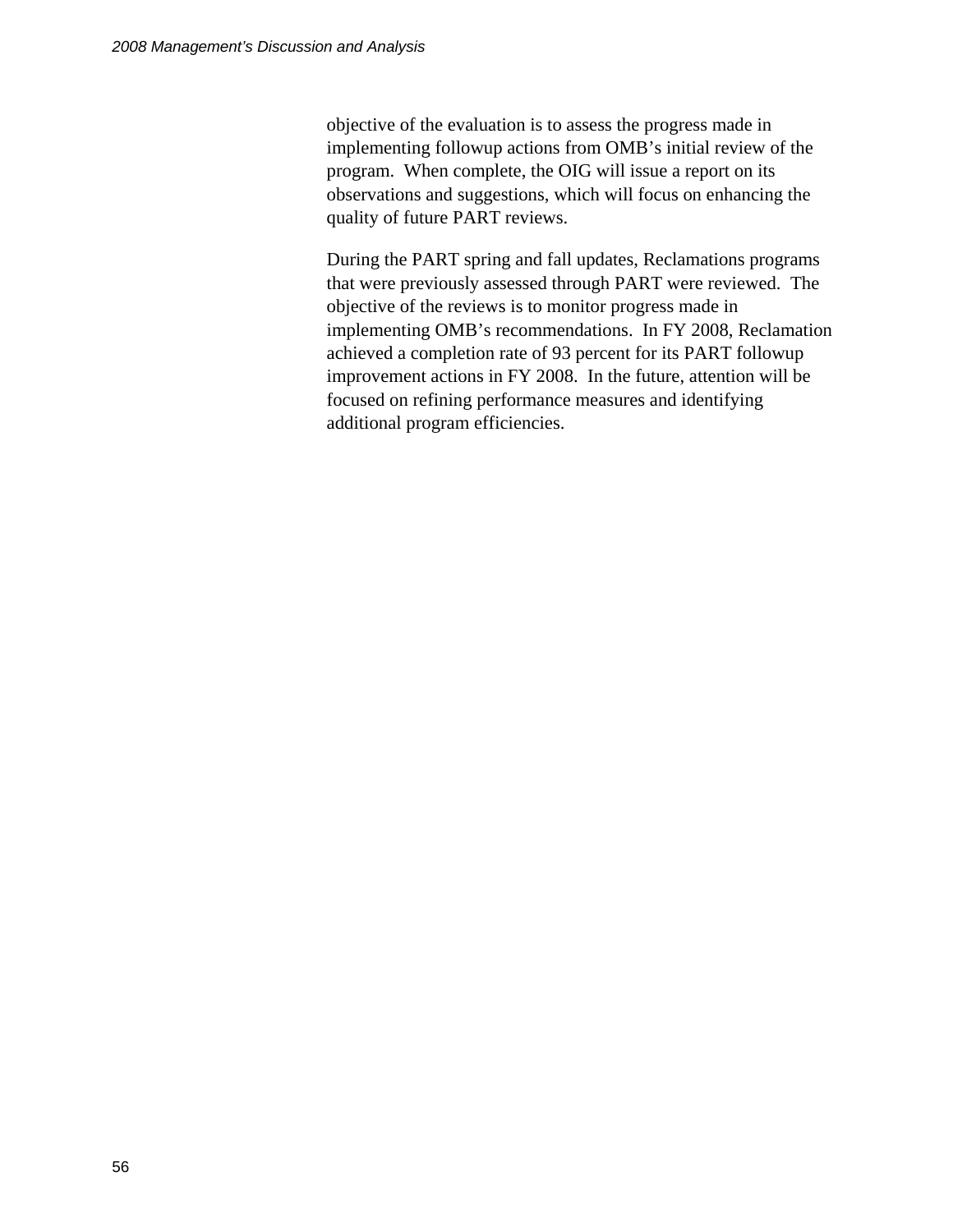objective of the evaluation is to assess the progress made in implementing followup actions from OMB's initial review of the program. When complete, the OIG will issue a report on its observations and suggestions, which will focus on enhancing the quality of future PART reviews.

During the PART spring and fall updates, Reclamations programs that were previously assessed through PART were reviewed. The objective of the reviews is to monitor progress made in implementing OMB's recommendations. In FY 2008, Reclamation achieved a completion rate of 93 percent for its PART followup improvement actions in FY 2008. In the future, attention will be focused on refining performance measures and identifying additional program efficiencies.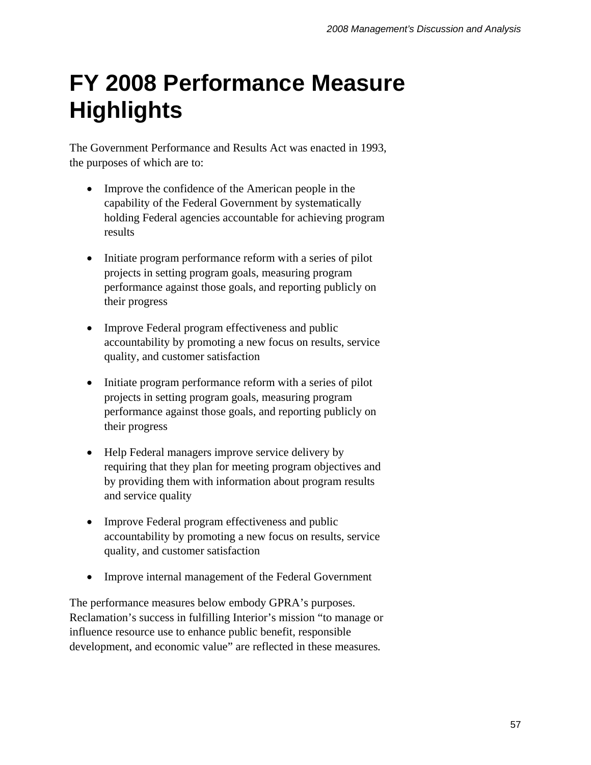# FY 2008 Performance Measure Highlights

The Government Performance and Results Act was enacted in 1993, the purposes of which are to:

- Improve the confidence of the American people in the capability of the Federal Government by systematically holding Federal agencies accountable for achieving program results

- Initiate program performance reform with a series of pilot projects in setting program goals, measuring program performance against those goals, and reporting publicly on their progress

- Improve Federal program effectiveness and public accountability by promoting a new focus on results, service quality, and customer satisfaction

- Initiate program performance reform with a series of pilot projects in setting program goals, measuring program performance against those goals, and reporting publicly on their progress

- Help Federal managers improve service delivery by requiring that they plan for meeting program objectives and by providing them with information about program results and service quality

- Improve Federal program effectiveness and public accountability by promoting a new focus on results, service quality, and customer satisfaction

- Improve internal management of the Federal Government

The performance measures below embody GPRA's purposes. Reclamation's success in fulfilling Interior's mission "to manage or influence resource use to enhance public benefit, responsible development, and economic value" are reflected in these measures.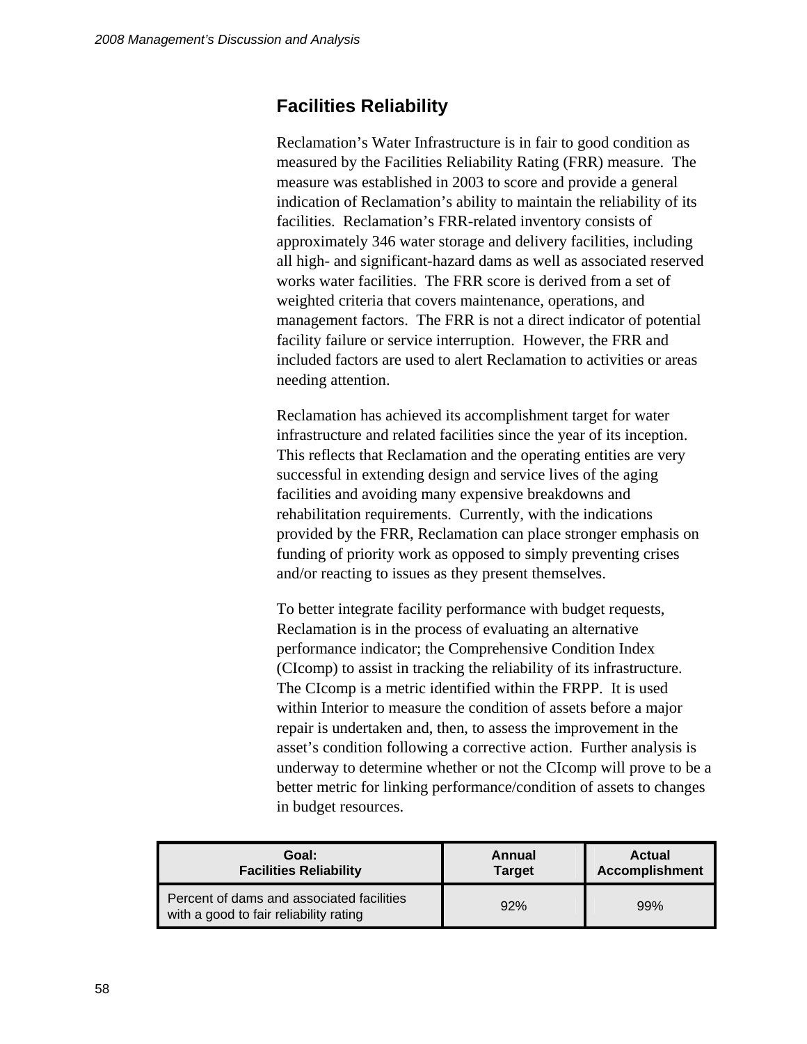## Facilities Reliability

Reclamation's Water Infrastructure is in fair to good condition as measured by the Facilities Reliability Rating (FRR) measure. The measure was established in 2003 to score and provide a general indication of Reclamation's ability to maintain the reliability of its facilities. Reclamation's FRR-related inventory consists of approximately 346 water storage and delivery facilities, including all high- and significant-hazard dams as well as associated reserved works water facilities. The FRR score is derived from a set of weighted criteria that covers maintenance, operations, and management factors. The FRR is not a direct indicator of potential facility failure or service interruption. However, the FRR and included factors are used to alert Reclamation to activities or areas needing attention.

Reclamation has achieved its accomplishment target for water infrastructure and related facilities since the year of its inception. This reflects that Reclamation and the operating entities are very successful in extending design and service lives of the aging facilities and avoiding many expensive breakdowns and rehabilitation requirements. Currently, with the indications provided by the FRR, Reclamation can place stronger emphasis on funding of priority work as opposed to simply preventing crises and/or reacting to issues as they present themselves.

To better integrate facility performance with budget requests, Reclamation is in the process of evaluating an alternative performance indicator; the Comprehensive Condition Index (CIcomp) to assist in tracking the reliability of its infrastructure. The CIcomp is a metric identified within the FRPP. It is used within Interior to measure the condition of assets before a major repair is undertaken and, then, to assess the improvement in the asset's condition following a corrective action. Further analysis is underway to determine whether or not the CIcomp will prove to be a better metric for linking performance/condition of assets to changes in budget resources.

| Goal: Facilities Reliability | Annual Target | Actual Accomplishment |
|---|---|---|
| Percent of dams and associated facilities with a good to fair reliability rating | 92% | 99% |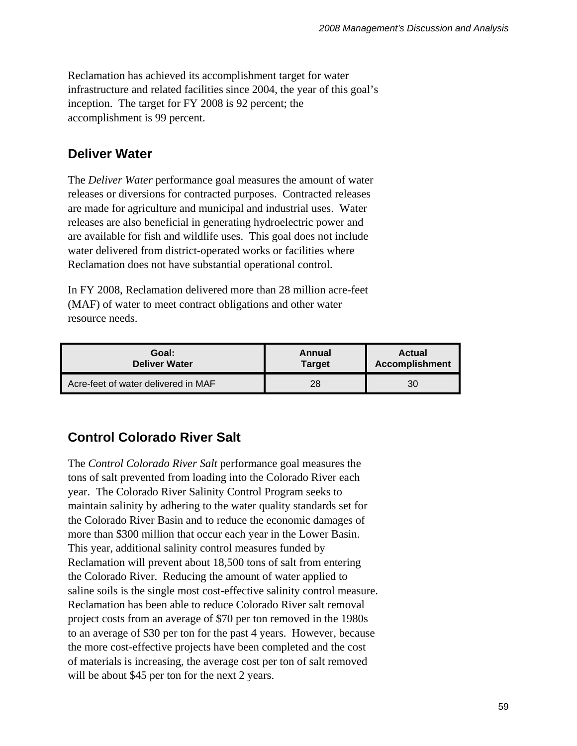Reclamation has achieved its accomplishment target for water infrastructure and related facilities since 2004, the year of this goal's inception. The target for FY 2008 is 92 percent; the accomplishment is 99 percent.

## Deliver Water

The *Deliver Water* performance goal measures the amount of water releases or diversions for contracted purposes. Contracted releases are made for agriculture and municipal and industrial uses. Water releases are also beneficial in generating hydroelectric power and are available for fish and wildlife uses. This goal does not include water delivered from district-operated works or facilities where Reclamation does not have substantial operational control.

In FY 2008, Reclamation delivered more than 28 million acre-feet (MAF) of water to meet contract obligations and other water resource needs.

| Goal: Deliver Water | Annual Target | Actual Accomplishment |
|---|---|---|
| Acre-feet of water delivered in MAF | 28 | 30 |

## Control Colorado River Salt

The *Control Colorado River Salt* performance goal measures the tons of salt prevented from loading into the Colorado River each year. The Colorado River Salinity Control Program seeks to maintain salinity by adhering to the water quality standards set for the Colorado River Basin and to reduce the economic damages of more than $300 million that occur each year in the Lower Basin. This year, additional salinity control measures funded by Reclamation will prevent about 18,500 tons of salt from entering the Colorado River. Reducing the amount of water applied to saline soils is the single most cost-effective salinity control measure. Reclamation has been able to reduce Colorado River salt removal project costs from an average of $70 per ton removed in the 1980s to an average of $30 per ton for the past 4 years. However, because the more cost-effective projects have been completed and the cost of materials is increasing, the average cost per ton of salt removed will be about $45 per ton for the next 2 years.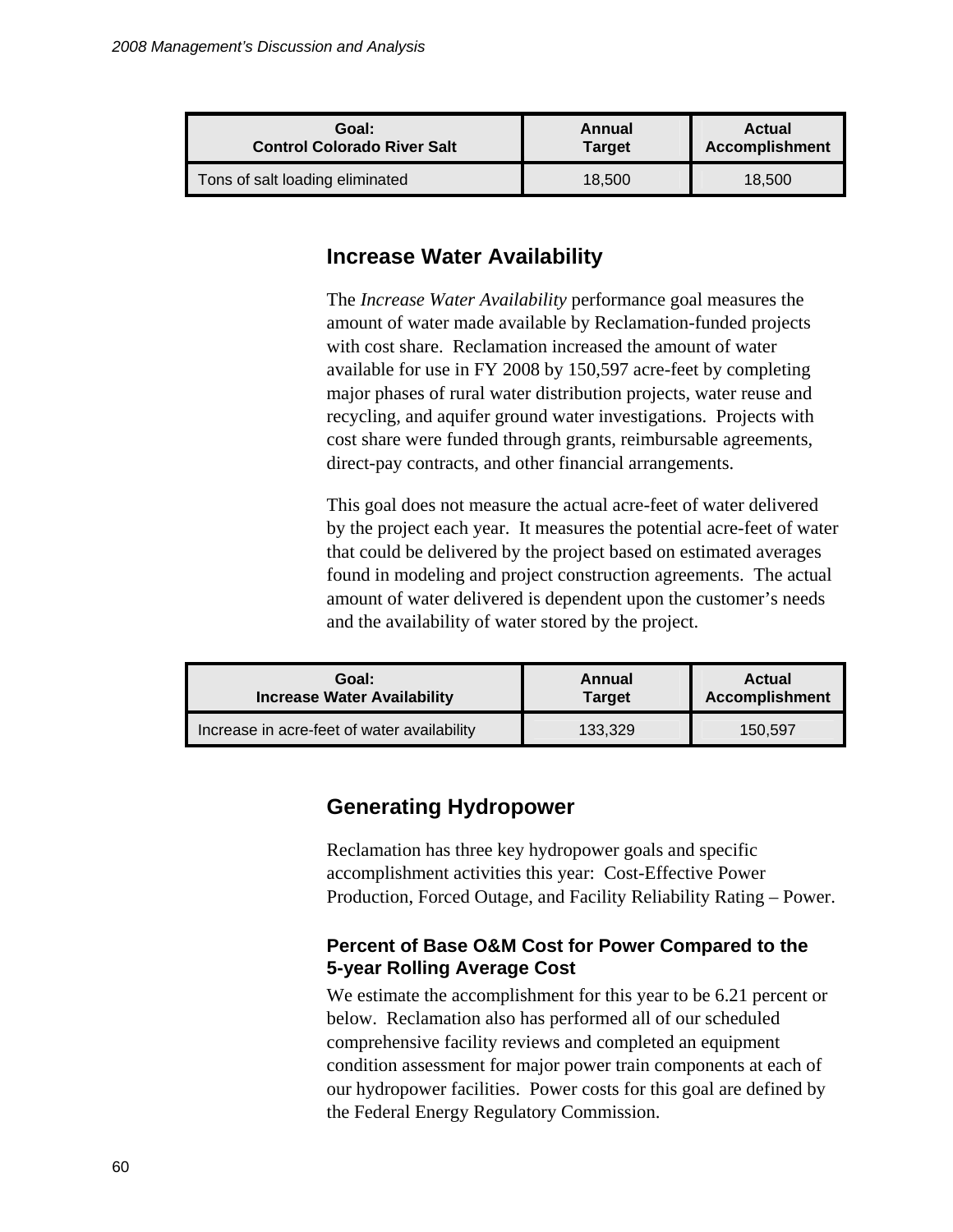| Goal: Control Colorado River Salt | Annual Target | Actual Accomplishment |
|---|---|---|
| Tons of salt loading eliminated | 18,500 | 18,500 |

## Increase Water Availability

The *Increase Water Availability* performance goal measures the amount of water made available by Reclamation-funded projects with cost share. Reclamation increased the amount of water available for use in FY 2008 by 150,597 acre-feet by completing major phases of rural water distribution projects, water reuse and recycling, and aquifer ground water investigations. Projects with cost share were funded through grants, reimbursable agreements, direct-pay contracts, and other financial arrangements.

This goal does not measure the actual acre-feet of water delivered by the project each year. It measures the potential acre-feet of water that could be delivered by the project based on estimated averages found in modeling and project construction agreements. The actual amount of water delivered is dependent upon the customer's needs and the availability of water stored by the project.

| Goal: Increase Water Availability | Annual Target | Actual Accomplishment |
|---|---|---|
| Increase in acre-feet of water availability | 133,329 | 150,597 |

## Generating Hydropower

Reclamation has three key hydropower goals and specific accomplishment activities this year: Cost-Effective Power Production, Forced Outage, and Facility Reliability Rating – Power.

### Percent of Base O&M Cost for Power Compared to the 5-year Rolling Average Cost

We estimate the accomplishment for this year to be 6.21 percent or below. Reclamation also has performed all of our scheduled comprehensive facility reviews and completed an equipment condition assessment for major power train components at each of our hydropower facilities. Power costs for this goal are defined by the Federal Energy Regulatory Commission.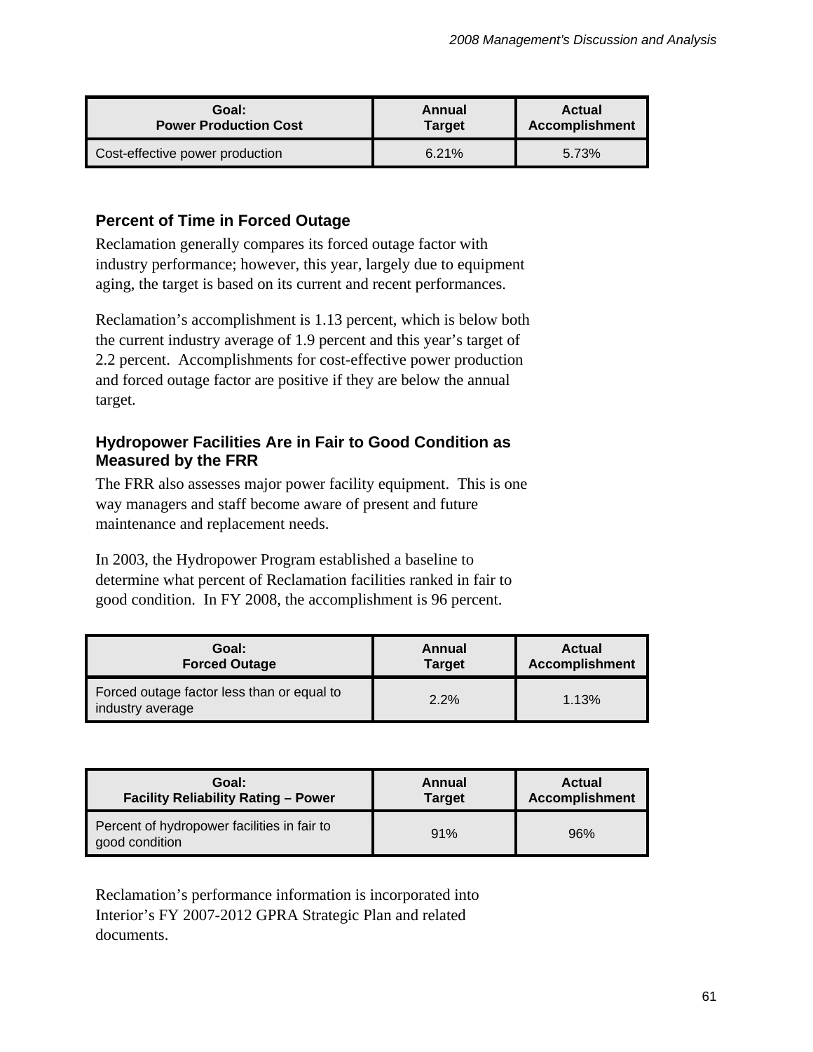| Goal: Power Production Cost | Annual Target | Actual Accomplishment |
| --- | --- | --- |
| Cost-effective power production | 6.21% | 5.73% |

### Percent of Time in Forced Outage

Reclamation generally compares its forced outage factor with industry performance; however, this year, largely due to equipment aging, the target is based on its current and recent performances.

Reclamation's accomplishment is 1.13 percent, which is below both the current industry average of 1.9 percent and this year's target of 2.2 percent. Accomplishments for cost-effective power production and forced outage factor are positive if they are below the annual target.

### Hydropower Facilities Are in Fair to Good Condition as Measured by the FRR

The FRR also assesses major power facility equipment. This is one way managers and staff become aware of present and future maintenance and replacement needs.

In 2003, the Hydropower Program established a baseline to determine what percent of Reclamation facilities ranked in fair to good condition. In FY 2008, the accomplishment is 96 percent.

| Goal: Forced Outage | Annual Target | Actual Accomplishment |
| --- | --- | --- |
| Forced outage factor less than or equal to industry average | 2.2% | 1.13% |

| Goal: Facility Reliability Rating – Power | Annual Target | Actual Accomplishment |
| --- | --- | --- |
| Percent of hydropower facilities in fair to good condition | 91% | 96% |

Reclamation's performance information is incorporated into Interior's FY 2007-2012 GPRA Strategic Plan and related documents.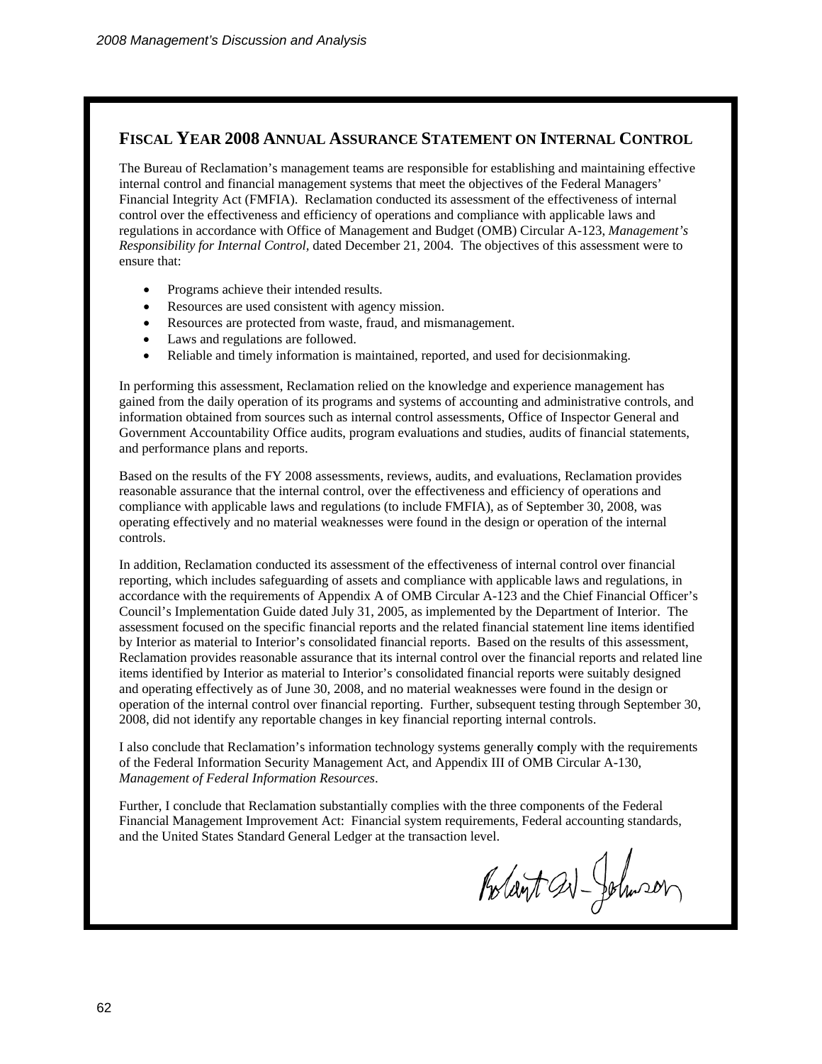## Fiscal Year 2008 Annual Assurance Statement on Internal Control

The Bureau of Reclamation's management teams are responsible for establishing and maintaining effective internal control and financial management systems that meet the objectives of the Federal Managers' Financial Integrity Act (FMFIA). Reclamation conducted its assessment of the effectiveness of internal control over the effectiveness and efficiency of operations and compliance with applicable laws and regulations in accordance with Office of Management and Budget (OMB) Circular A-123, *Management's Responsibility for Internal Control*, dated December 21, 2004. The objectives of this assessment were to ensure that:

- Programs achieve their intended results.
- Resources are used consistent with agency mission.
- Resources are protected from waste, fraud, and mismanagement.
- Laws and regulations are followed.
- Reliable and timely information is maintained, reported, and used for decisionmaking.

In performing this assessment, Reclamation relied on the knowledge and experience management has gained from the daily operation of its programs and systems of accounting and administrative controls, and information obtained from sources such as internal control assessments, Office of Inspector General and Government Accountability Office audits, program evaluations and studies, audits of financial statements, and performance plans and reports.

Based on the results of the FY 2008 assessments, reviews, audits, and evaluations, Reclamation provides reasonable assurance that the internal control, over the effectiveness and efficiency of operations and compliance with applicable laws and regulations (to include FMFIA), as of September 30, 2008, was operating effectively and no material weaknesses were found in the design or operation of the internal controls.

In addition, Reclamation conducted its assessment of the effectiveness of internal control over financial reporting, which includes safeguarding of assets and compliance with applicable laws and regulations, in accordance with the requirements of Appendix A of OMB Circular A-123 and the Chief Financial Officer's Council's Implementation Guide dated July 31, 2005, as implemented by the Department of Interior. The assessment focused on the specific financial reports and the related financial statement line items identified by Interior as material to Interior's consolidated financial reports. Based on the results of this assessment, Reclamation provides reasonable assurance that its internal control over the financial reports and related line items identified by Interior as material to Interior's consolidated financial reports were suitably designed and operating effectively as of June 30, 2008, and no material weaknesses were found in the design or operation of the internal control over financial reporting. Further, subsequent testing through September 30, 2008, did not identify any reportable changes in key financial reporting internal controls.

I also conclude that Reclamation's information technology systems generally comply with the requirements of the Federal Information Security Management Act, and Appendix III of OMB Circular A-130, *Management of Federal Information Resources*.

Further, I conclude that Reclamation substantially complies with the three components of the Federal Financial Management Improvement Act: Financial system requirements, Federal accounting standards, and the United States Standard General Ledger at the transaction level.

Robert W. Johnson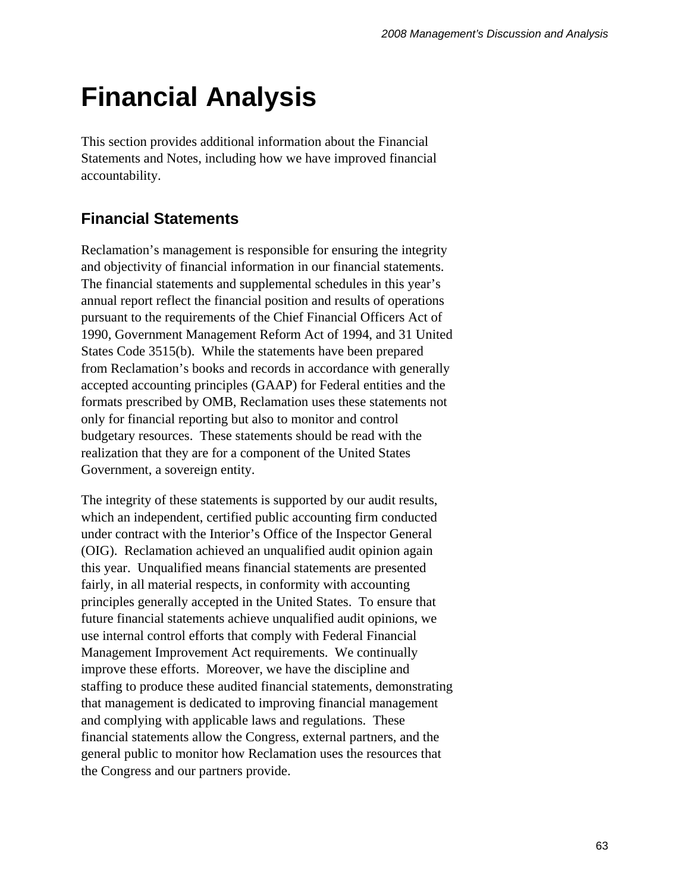# Financial Analysis

This section provides additional information about the Financial Statements and Notes, including how we have improved financial accountability.

## Financial Statements

Reclamation's management is responsible for ensuring the integrity and objectivity of financial information in our financial statements. The financial statements and supplemental schedules in this year's annual report reflect the financial position and results of operations pursuant to the requirements of the Chief Financial Officers Act of 1990, Government Management Reform Act of 1994, and 31 United States Code 3515(b). While the statements have been prepared from Reclamation's books and records in accordance with generally accepted accounting principles (GAAP) for Federal entities and the formats prescribed by OMB, Reclamation uses these statements not only for financial reporting but also to monitor and control budgetary resources. These statements should be read with the realization that they are for a component of the United States Government, a sovereign entity.

The integrity of these statements is supported by our audit results, which an independent, certified public accounting firm conducted under contract with the Interior's Office of the Inspector General (OIG). Reclamation achieved an unqualified audit opinion again this year. Unqualified means financial statements are presented fairly, in all material respects, in conformity with accounting principles generally accepted in the United States. To ensure that future financial statements achieve unqualified audit opinions, we use internal control efforts that comply with Federal Financial Management Improvement Act requirements. We continually improve these efforts. Moreover, we have the discipline and staffing to produce these audited financial statements, demonstrating that management is dedicated to improving financial management and complying with applicable laws and regulations. These financial statements allow the Congress, external partners, and the general public to monitor how Reclamation uses the resources that the Congress and our partners provide.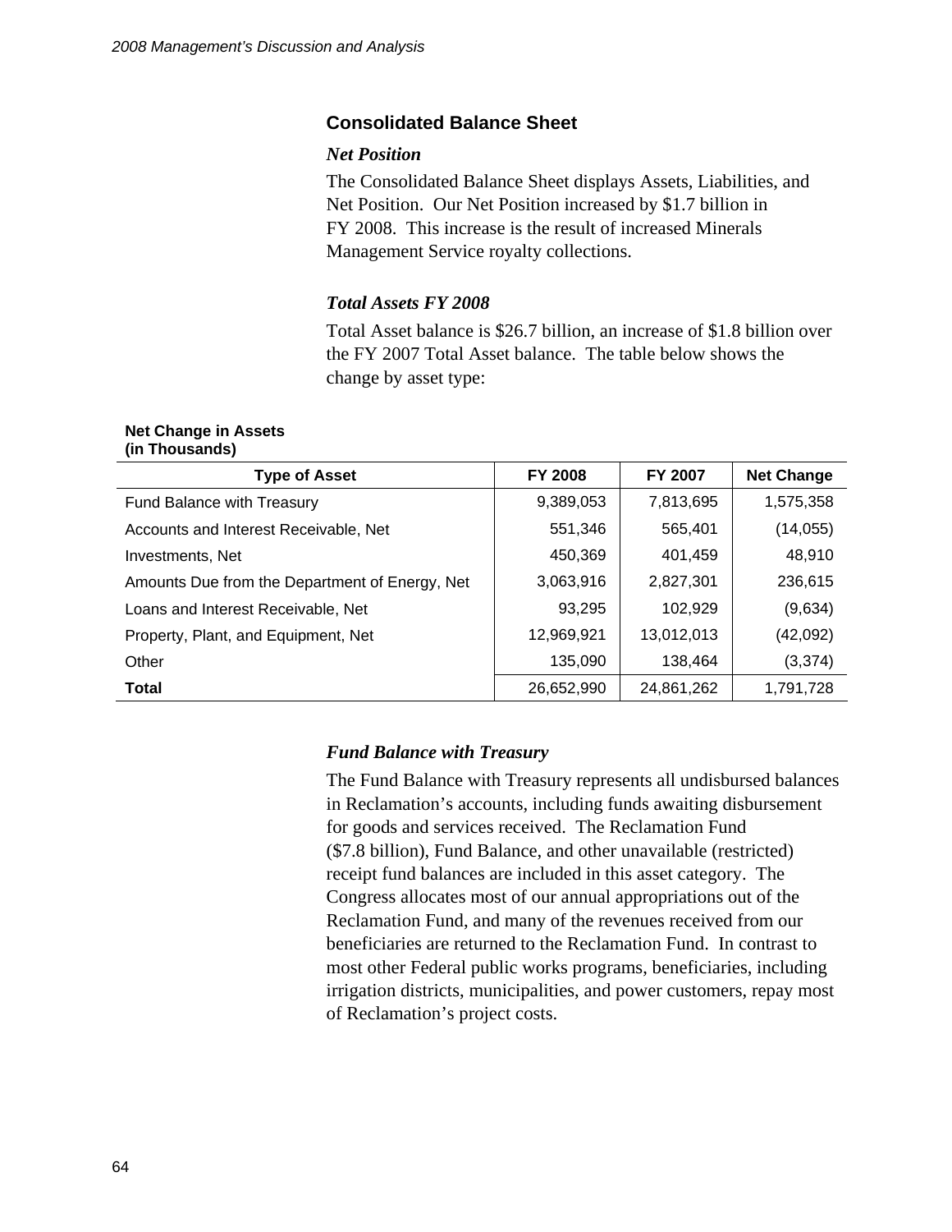## Consolidated Balance Sheet

### *Net Position*

The Consolidated Balance Sheet displays Assets, Liabilities, and Net Position. Our Net Position increased by $1.7 billion in FY 2008. This increase is the result of increased Minerals Management Service royalty collections.

### *Total Assets FY 2008*

Total Asset balance is $26.7 billion, an increase of $1.8 billion over the FY 2007 Total Asset balance. The table below shows the change by asset type:

**Net Change in Assets**
**(in Thousands)**

| Type of Asset | FY 2008 | FY 2007 | Net Change |
|---|---|---|---|
| Fund Balance with Treasury | 9,389,053 | 7,813,695 | 1,575,358 |
| Accounts and Interest Receivable, Net | 551,346 | 565,401 | (14,055) |
| Investments, Net | 450,369 | 401,459 | 48,910 |
| Amounts Due from the Department of Energy, Net | 3,063,916 | 2,827,301 | 236,615 |
| Loans and Interest Receivable, Net | 93,295 | 102,929 | (9,634) |
| Property, Plant, and Equipment, Net | 12,969,921 | 13,012,013 | (42,092) |
| Other | 135,090 | 138,464 | (3,374) |
| **Total** | 26,652,990 | 24,861,262 | 1,791,728 |

### *Fund Balance with Treasury*

The Fund Balance with Treasury represents all undisbursed balances in Reclamation's accounts, including funds awaiting disbursement for goods and services received. The Reclamation Fund ($7.8 billion), Fund Balance, and other unavailable (restricted) receipt fund balances are included in this asset category. The Congress allocates most of our annual appropriations out of the Reclamation Fund, and many of the revenues received from our beneficiaries are returned to the Reclamation Fund. In contrast to most other Federal public works programs, beneficiaries, including irrigation districts, municipalities, and power customers, repay most of Reclamation's project costs.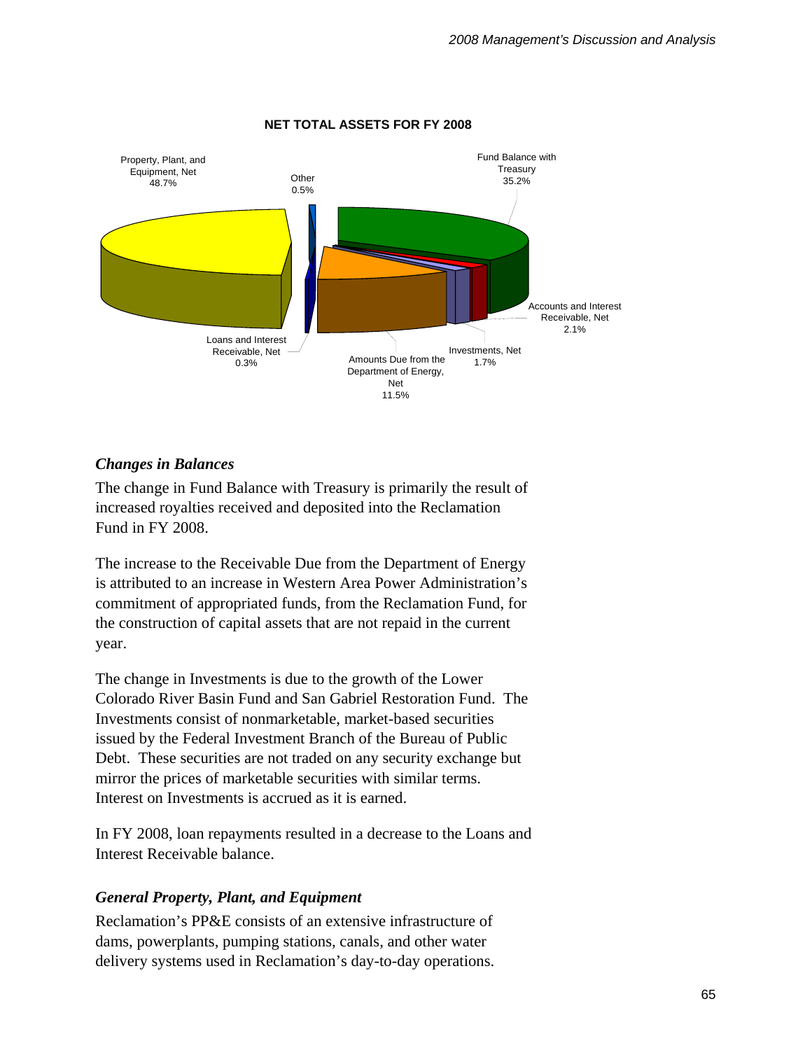**NET TOTAL ASSETS FOR FY 2008**

Property, Plant, and Equipment, Net 48.7%

Other 0.5%

Fund Balance with Treasury 35.2%

Accounts and Interest Receivable, Net 2.1%

Investments, Net 1.7%

Amounts Due from the Department of Energy, Net 11.5%

Loans and Interest Receivable, Net 0.3%

### *Changes in Balances*

The change in Fund Balance with Treasury is primarily the result of increased royalties received and deposited into the Reclamation Fund in FY 2008.

The increase to the Receivable Due from the Department of Energy is attributed to an increase in Western Area Power Administration's commitment of appropriated funds, from the Reclamation Fund, for the construction of capital assets that are not repaid in the current year.

The change in Investments is due to the growth of the Lower Colorado River Basin Fund and San Gabriel Restoration Fund. The Investments consist of nonmarketable, market-based securities issued by the Federal Investment Branch of the Bureau of Public Debt. These securities are not traded on any security exchange but mirror the prices of marketable securities with similar terms. Interest on Investments is accrued as it is earned.

In FY 2008, loan repayments resulted in a decrease to the Loans and Interest Receivable balance.

### *General Property, Plant, and Equipment*

Reclamation's PP&E consists of an extensive infrastructure of dams, powerplants, pumping stations, canals, and other water delivery systems used in Reclamation's day-to-day operations.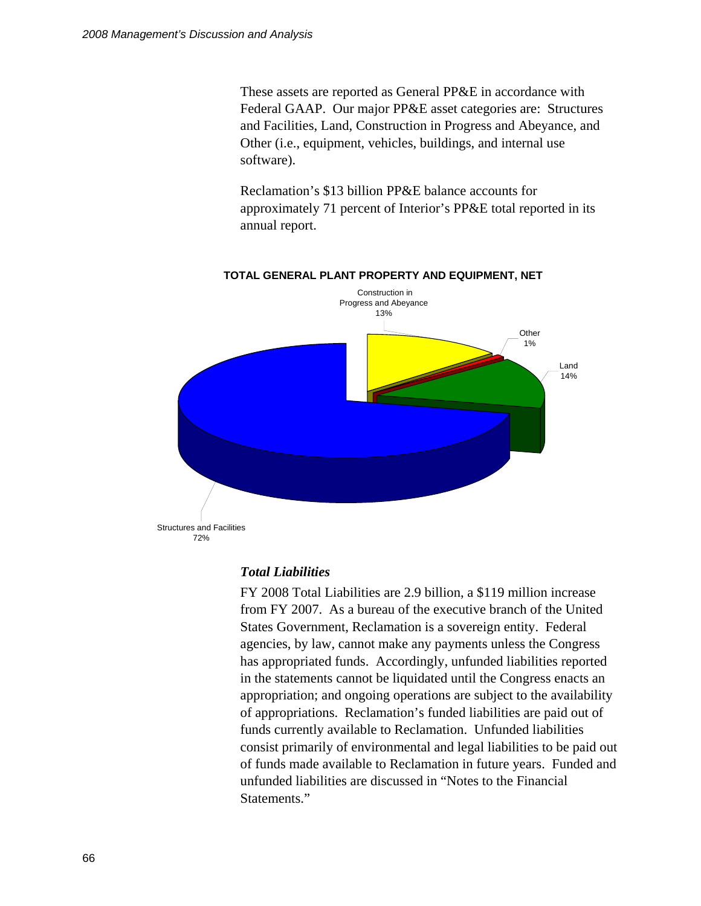These assets are reported as General PP&E in accordance with Federal GAAP. Our major PP&E asset categories are: Structures and Facilities, Land, Construction in Progress and Abeyance, and Other (i.e., equipment, vehicles, buildings, and internal use software).

Reclamation's $13 billion PP&E balance accounts for approximately 71 percent of Interior's PP&E total reported in its annual report.

**TOTAL GENERAL PLANT PROPERTY AND EQUIPMENT, NET**

| Category | Percent |
|---|---|
| Structures and Facilities | 72% |
| Land | 14% |
| Construction in Progress and Abeyance | 13% |
| Other | 1% |

### *Total Liabilities*

FY 2008 Total Liabilities are 2.9 billion, a $119 million increase from FY 2007. As a bureau of the executive branch of the United States Government, Reclamation is a sovereign entity. Federal agencies, by law, cannot make any payments unless the Congress has appropriated funds. Accordingly, unfunded liabilities reported in the statements cannot be liquidated until the Congress enacts an appropriation; and ongoing operations are subject to the availability of appropriations. Reclamation's funded liabilities are paid out of funds currently available to Reclamation. Unfunded liabilities consist primarily of environmental and legal liabilities to be paid out of funds made available to Reclamation in future years. Funded and unfunded liabilities are discussed in "Notes to the Financial Statements."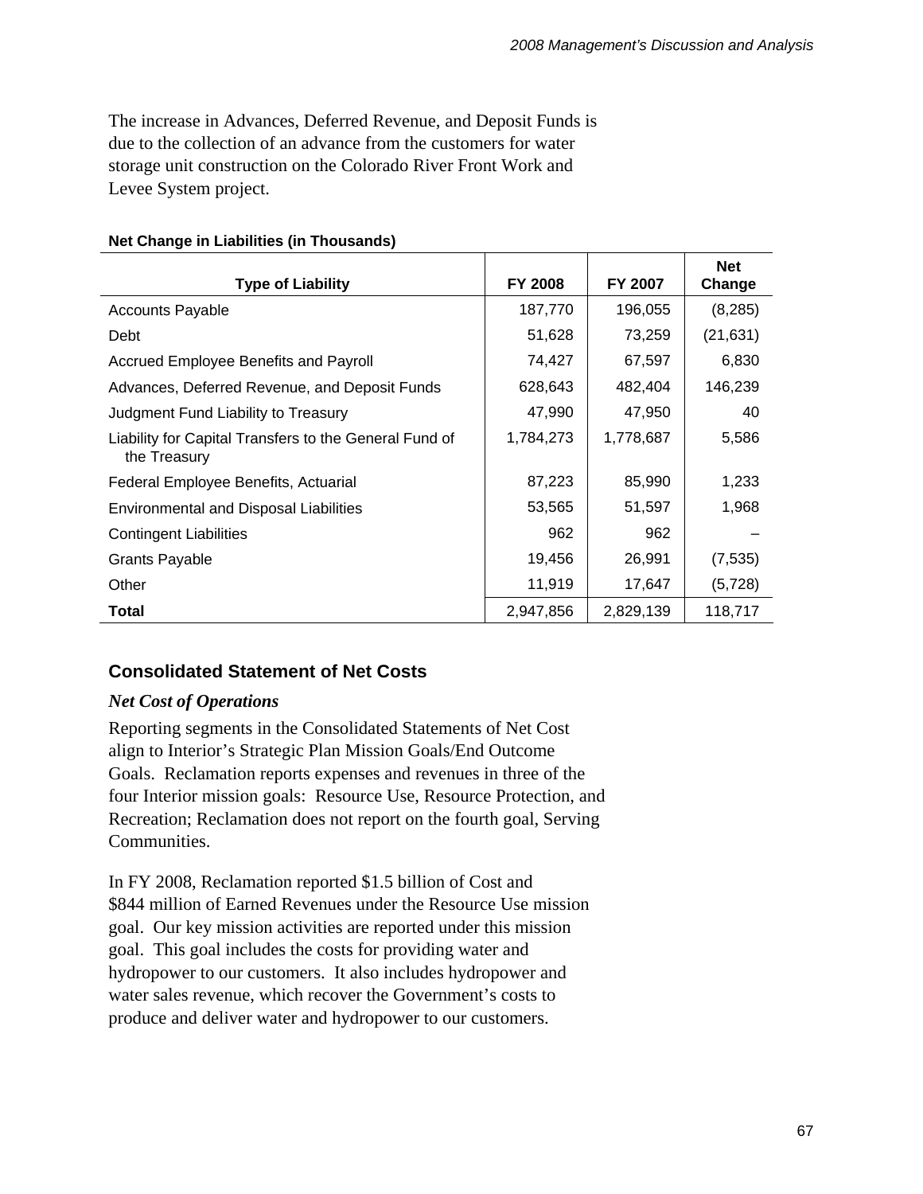The increase in Advances, Deferred Revenue, and Deposit Funds is due to the collection of an advance from the customers for water storage unit construction on the Colorado River Front Work and Levee System project.

**Net Change in Liabilities (in Thousands)**

| Type of Liability | FY 2008 | FY 2007 | Net Change |
|---|---|---|---|
| Accounts Payable | 187,770 | 196,055 | (8,285) |
| Debt | 51,628 | 73,259 | (21,631) |
| Accrued Employee Benefits and Payroll | 74,427 | 67,597 | 6,830 |
| Advances, Deferred Revenue, and Deposit Funds | 628,643 | 482,404 | 146,239 |
| Judgment Fund Liability to Treasury | 47,990 | 47,950 | 40 |
| Liability for Capital Transfers to the General Fund of the Treasury | 1,784,273 | 1,778,687 | 5,586 |
| Federal Employee Benefits, Actuarial | 87,223 | 85,990 | 1,233 |
| Environmental and Disposal Liabilities | 53,565 | 51,597 | 1,968 |
| Contingent Liabilities | 962 | 962 | – |
| Grants Payable | 19,456 | 26,991 | (7,535) |
| Other | 11,919 | 17,647 | (5,728) |
| **Total** | 2,947,856 | 2,829,139 | 118,717 |

## Consolidated Statement of Net Costs

### *Net Cost of Operations*

Reporting segments in the Consolidated Statements of Net Cost align to Interior's Strategic Plan Mission Goals/End Outcome Goals. Reclamation reports expenses and revenues in three of the four Interior mission goals: Resource Use, Resource Protection, and Recreation; Reclamation does not report on the fourth goal, Serving Communities.

In FY 2008, Reclamation reported $1.5 billion of Cost and $844 million of Earned Revenues under the Resource Use mission goal. Our key mission activities are reported under this mission goal. This goal includes the costs for providing water and hydropower to our customers. It also includes hydropower and water sales revenue, which recover the Government's costs to produce and deliver water and hydropower to our customers.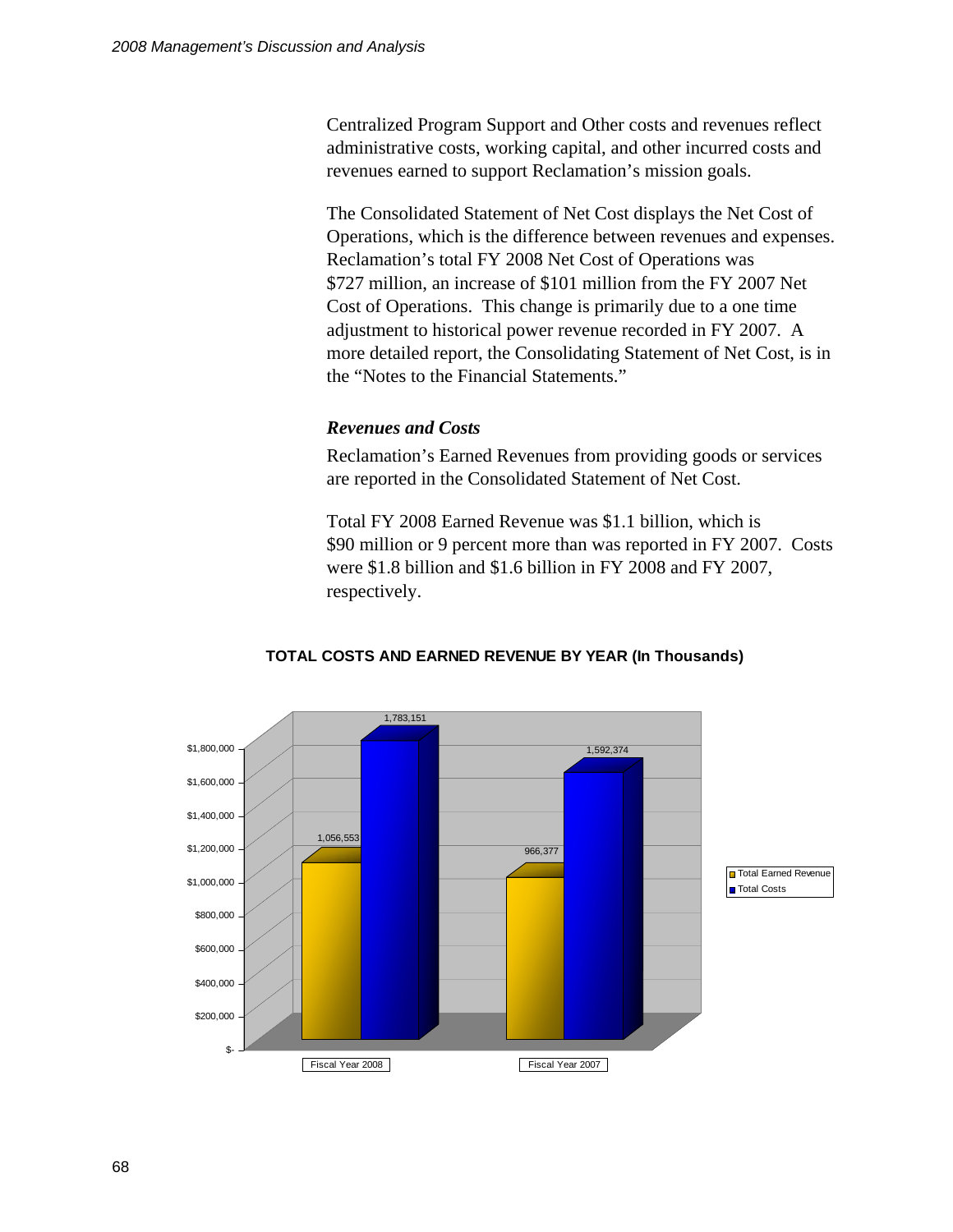Centralized Program Support and Other costs and revenues reflect administrative costs, working capital, and other incurred costs and revenues earned to support Reclamation's mission goals.

The Consolidated Statement of Net Cost displays the Net Cost of Operations, which is the difference between revenues and expenses. Reclamation's total FY 2008 Net Cost of Operations was $727 million, an increase of $101 million from the FY 2007 Net Cost of Operations. This change is primarily due to a one time adjustment to historical power revenue recorded in FY 2007. A more detailed report, the Consolidating Statement of Net Cost, is in the "Notes to the Financial Statements."

### *Revenues and Costs*

Reclamation's Earned Revenues from providing goods or services are reported in the Consolidated Statement of Net Cost.

Total FY 2008 Earned Revenue was $1.1 billion, which is $90 million or 9 percent more than was reported in FY 2007. Costs were $1.8 billion and $1.6 billion in FY 2008 and FY 2007, respectively.

**TOTAL COSTS AND EARNED REVENUE BY YEAR (In Thousands)**

| | Total Earned Revenue | Total Costs |
|---|---|---|
| Fiscal Year 2008 | 1,056,553 | 1,783,151 |
| Fiscal Year 2007 | 966,377 | 1,592,374 |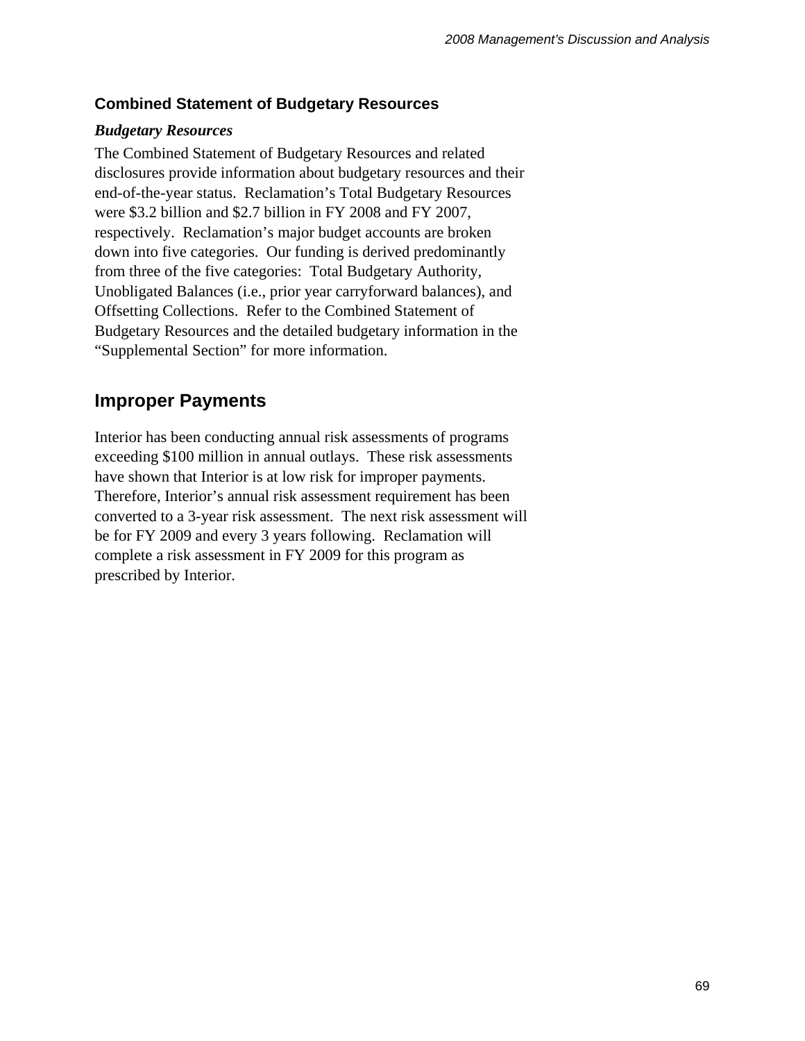### Combined Statement of Budgetary Resources

***Budgetary Resources***

The Combined Statement of Budgetary Resources and related disclosures provide information about budgetary resources and their end-of-the-year status. Reclamation's Total Budgetary Resources were $3.2 billion and $2.7 billion in FY 2008 and FY 2007, respectively. Reclamation's major budget accounts are broken down into five categories. Our funding is derived predominantly from three of the five categories: Total Budgetary Authority, Unobligated Balances (i.e., prior year carryforward balances), and Offsetting Collections. Refer to the Combined Statement of Budgetary Resources and the detailed budgetary information in the "Supplemental Section" for more information.

## Improper Payments

Interior has been conducting annual risk assessments of programs exceeding $100 million in annual outlays. These risk assessments have shown that Interior is at low risk for improper payments. Therefore, Interior's annual risk assessment requirement has been converted to a 3-year risk assessment. The next risk assessment will be for FY 2009 and every 3 years following. Reclamation will complete a risk assessment in FY 2009 for this program as prescribed by Interior.